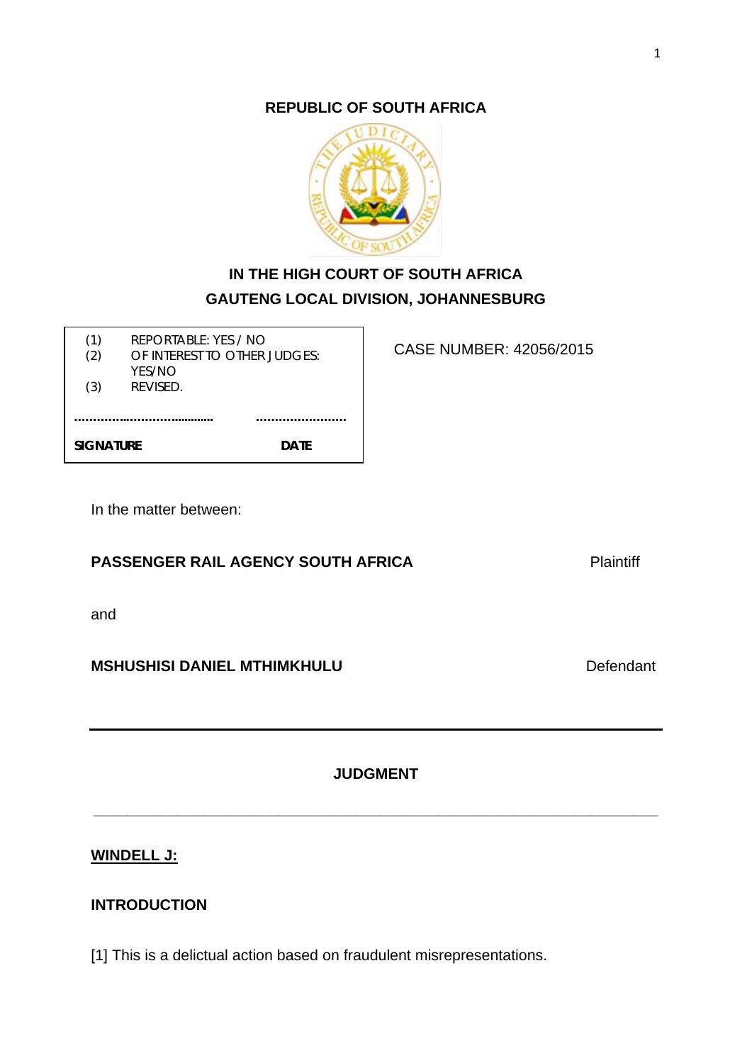**REPUBLIC OF SOUTH AFRICA**

**IN THE HIGH COURT OF SOUTH AFRICA**
**GAUTENG LOCAL DIVISION, JOHANNESBURG**

| | |
|---|---|
| (1) | REPORTABLE: YES / NO |
| (2) | OF INTEREST TO OTHER JUDGES: YES/NO |
| (3) | REVISED. |

……………………………… ……………………

**SIGNATURE** **DATE**

CASE NUMBER: 42056/2015

In the matter between:

**PASSENGER RAIL AGENCY SOUTH AFRICA** Plaintiff

and

**MSHUSHISI DANIEL MTHIMKHULU** Defendant

---

**JUDGMENT**

---

**WINDELL J:**

**INTRODUCTION**

[1] This is a delictual action based on fraudulent misrepresentations.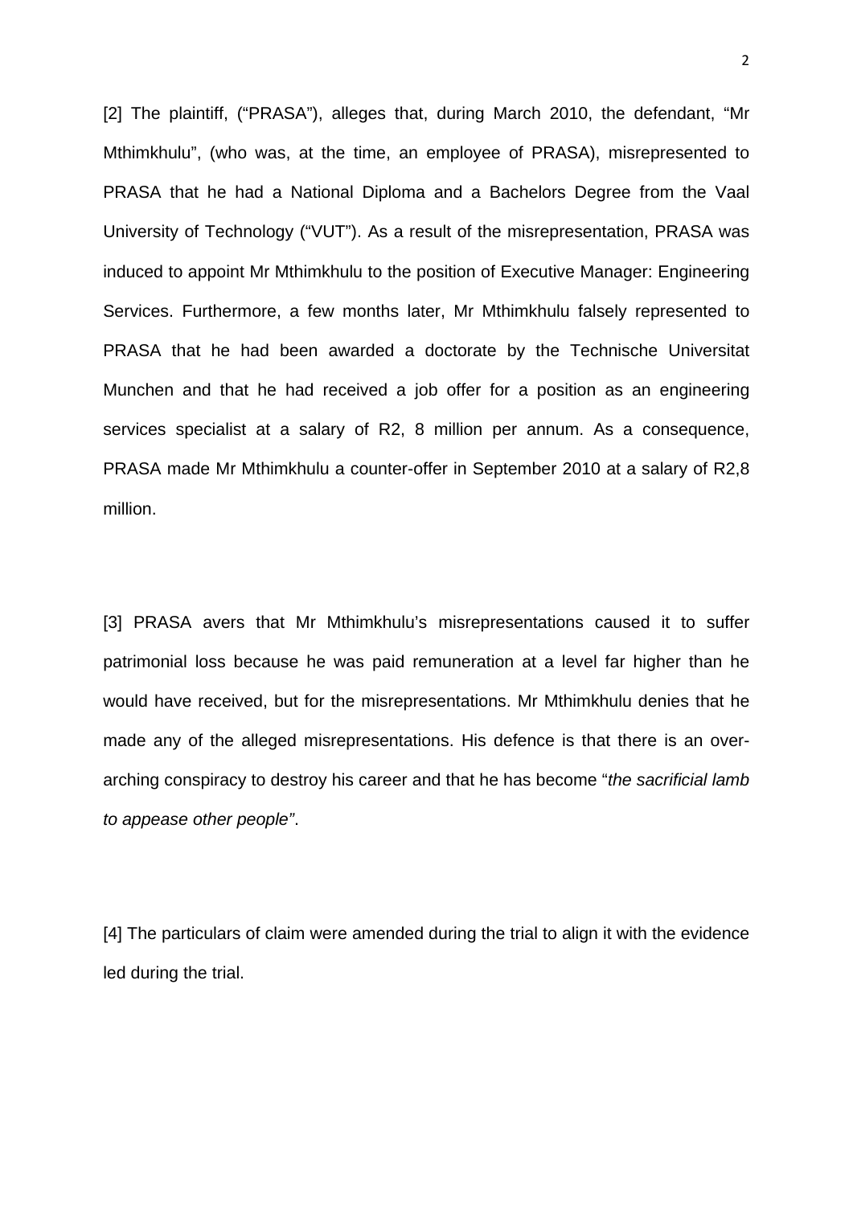[2] The plaintiff, ("PRASA"), alleges that, during March 2010, the defendant, "Mr Mthimkhulu", (who was, at the time, an employee of PRASA), misrepresented to PRASA that he had a National Diploma and a Bachelors Degree from the Vaal University of Technology ("VUT"). As a result of the misrepresentation, PRASA was induced to appoint Mr Mthimkhulu to the position of Executive Manager: Engineering Services. Furthermore, a few months later, Mr Mthimkhulu falsely represented to PRASA that he had been awarded a doctorate by the Technische Universitat Munchen and that he had received a job offer for a position as an engineering services specialist at a salary of R2, 8 million per annum. As a consequence, PRASA made Mr Mthimkhulu a counter-offer in September 2010 at a salary of R2,8 million.

[3] PRASA avers that Mr Mthimkhulu's misrepresentations caused it to suffer patrimonial loss because he was paid remuneration at a level far higher than he would have received, but for the misrepresentations. Mr Mthimkhulu denies that he made any of the alleged misrepresentations. His defence is that there is an over-arching conspiracy to destroy his career and that he has become "*the sacrificial lamb to appease other people"*.

[4] The particulars of claim were amended during the trial to align it with the evidence led during the trial.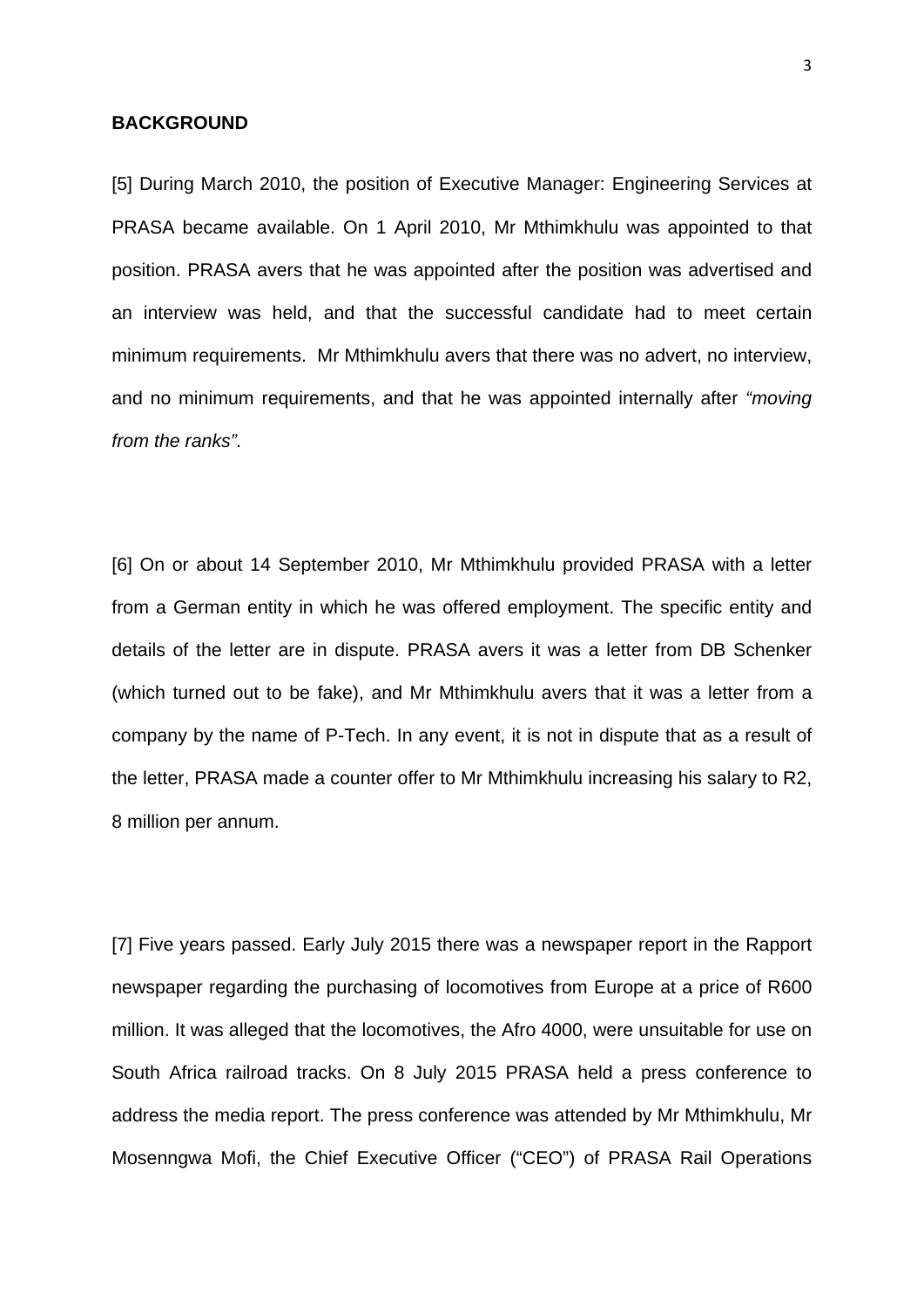**BACKGROUND**

[5] During March 2010, the position of Executive Manager: Engineering Services at PRASA became available. On 1 April 2010, Mr Mthimkhulu was appointed to that position. PRASA avers that he was appointed after the position was advertised and an interview was held, and that the successful candidate had to meet certain minimum requirements. Mr Mthimkhulu avers that there was no advert, no interview, and no minimum requirements, and that he was appointed internally after *"moving from the ranks".*

[6] On or about 14 September 2010, Mr Mthimkhulu provided PRASA with a letter from a German entity in which he was offered employment. The specific entity and details of the letter are in dispute. PRASA avers it was a letter from DB Schenker (which turned out to be fake), and Mr Mthimkhulu avers that it was a letter from a company by the name of P-Tech. In any event, it is not in dispute that as a result of the letter, PRASA made a counter offer to Mr Mthimkhulu increasing his salary to R2, 8 million per annum.

[7] Five years passed. Early July 2015 there was a newspaper report in the Rapport newspaper regarding the purchasing of locomotives from Europe at a price of R600 million. It was alleged that the locomotives, the Afro 4000, were unsuitable for use on South Africa railroad tracks. On 8 July 2015 PRASA held a press conference to address the media report. The press conference was attended by Mr Mthimkhulu, Mr Mosenngwa Mofi, the Chief Executive Officer ("CEO") of PRASA Rail Operations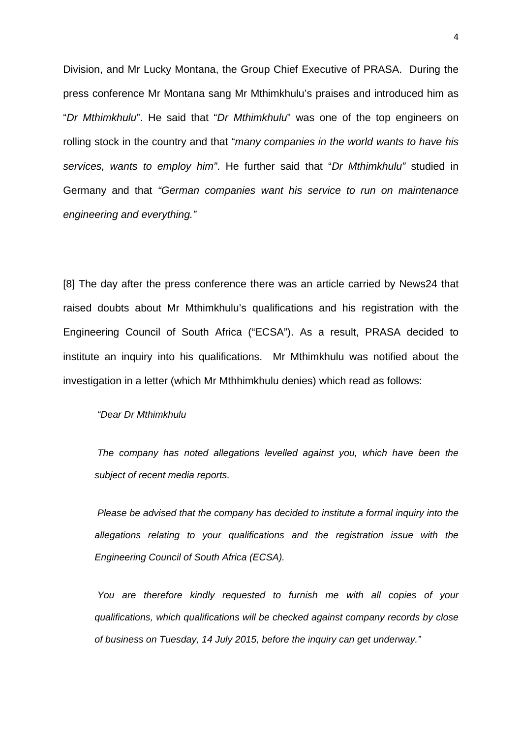Division, and Mr Lucky Montana, the Group Chief Executive of PRASA. During the press conference Mr Montana sang Mr Mthimkhulu's praises and introduced him as "*Dr Mthimkhulu*". He said that "*Dr Mthimkhulu*" was one of the top engineers on rolling stock in the country and that "*many companies in the world wants to have his services, wants to employ him"*. He further said that "*Dr Mthimkhulu"* studied in Germany and that *"German companies want his service to run on maintenance engineering and everything."*

[8] The day after the press conference there was an article carried by News24 that raised doubts about Mr Mthimkhulu's qualifications and his registration with the Engineering Council of South Africa ("ECSA"). As a result, PRASA decided to institute an inquiry into his qualifications. Mr Mthimkhulu was notified about the investigation in a letter (which Mr Mthhimkhulu denies) which read as follows:

> *"Dear Dr Mthimkhulu*
>
> *The company has noted allegations levelled against you, which have been the subject of recent media reports.*
>
> *Please be advised that the company has decided to institute a formal inquiry into the allegations relating to your qualifications and the registration issue with the Engineering Council of South Africa (ECSA).*
>
> *You are therefore kindly requested to furnish me with all copies of your qualifications, which qualifications will be checked against company records by close of business on Tuesday, 14 July 2015, before the inquiry can get underway."*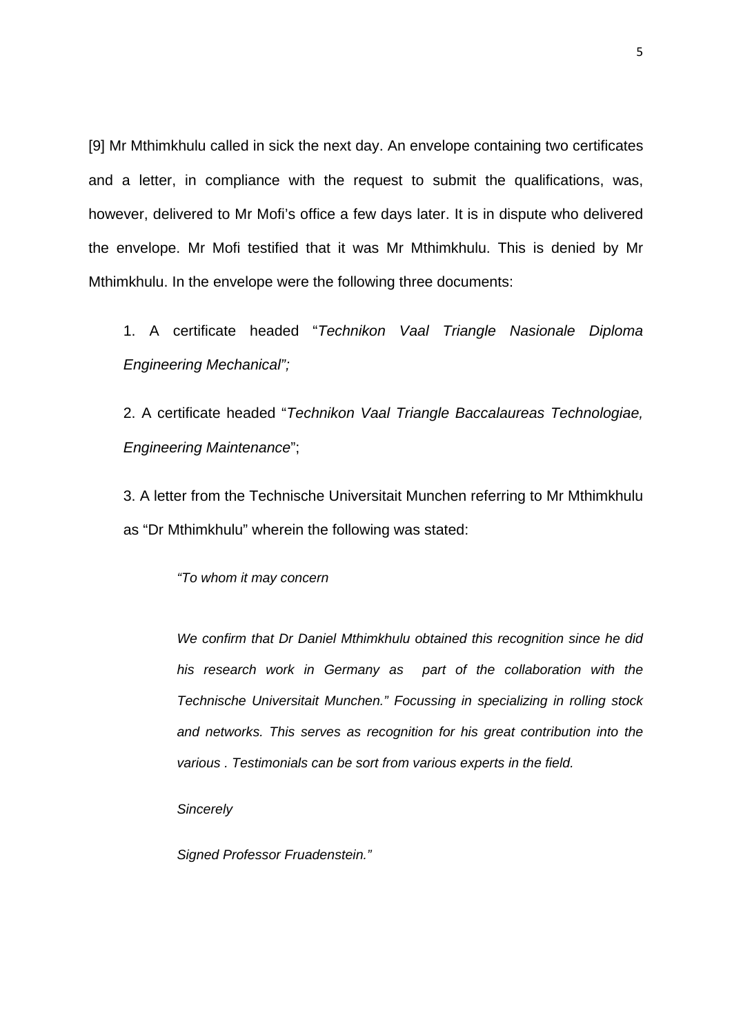[9] Mr Mthimkhulu called in sick the next day. An envelope containing two certificates and a letter, in compliance with the request to submit the qualifications, was, however, delivered to Mr Mofi's office a few days later. It is in dispute who delivered the envelope. Mr Mofi testified that it was Mr Mthimkhulu. This is denied by Mr Mthimkhulu. In the envelope were the following three documents:

> 1. A certificate headed "*Technikon Vaal Triangle Nasionale Diploma Engineering Mechanical";*
>
> 2. A certificate headed "*Technikon Vaal Triangle Baccalaureas Technologiae, Engineering Maintenance*";
>
> 3. A letter from the Technische Universitait Munchen referring to Mr Mthimkhulu as "Dr Mthimkhulu" wherein the following was stated:
>
> > *"To whom it may concern*
> >
> > *We confirm that Dr Daniel Mthimkhulu obtained this recognition since he did his research work in Germany as part of the collaboration with the Technische Universitait Munchen." Focussing in specializing in rolling stock and networks. This serves as recognition for his great contribution into the various . Testimonials can be sort from various experts in the field.*
> >
> > *Sincerely*
> >
> > *Signed Professor Fruadenstein."*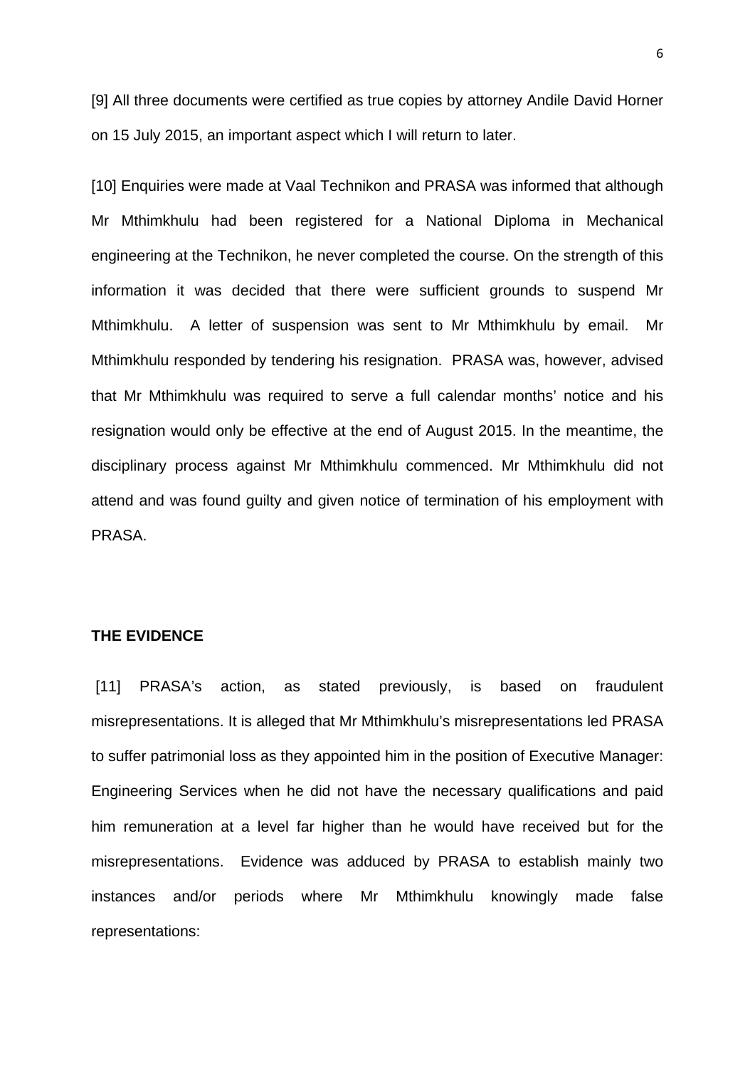[9] All three documents were certified as true copies by attorney Andile David Horner on 15 July 2015, an important aspect which I will return to later.

[10] Enquiries were made at Vaal Technikon and PRASA was informed that although Mr Mthimkhulu had been registered for a National Diploma in Mechanical engineering at the Technikon, he never completed the course. On the strength of this information it was decided that there were sufficient grounds to suspend Mr Mthimkhulu. A letter of suspension was sent to Mr Mthimkhulu by email. Mr Mthimkhulu responded by tendering his resignation. PRASA was, however, advised that Mr Mthimkhulu was required to serve a full calendar months' notice and his resignation would only be effective at the end of August 2015. In the meantime, the disciplinary process against Mr Mthimkhulu commenced. Mr Mthimkhulu did not attend and was found guilty and given notice of termination of his employment with PRASA.

**THE EVIDENCE**

[11] PRASA's action, as stated previously, is based on fraudulent misrepresentations. It is alleged that Mr Mthimkhulu's misrepresentations led PRASA to suffer patrimonial loss as they appointed him in the position of Executive Manager: Engineering Services when he did not have the necessary qualifications and paid him remuneration at a level far higher than he would have received but for the misrepresentations. Evidence was adduced by PRASA to establish mainly two instances and/or periods where Mr Mthimkhulu knowingly made false representations: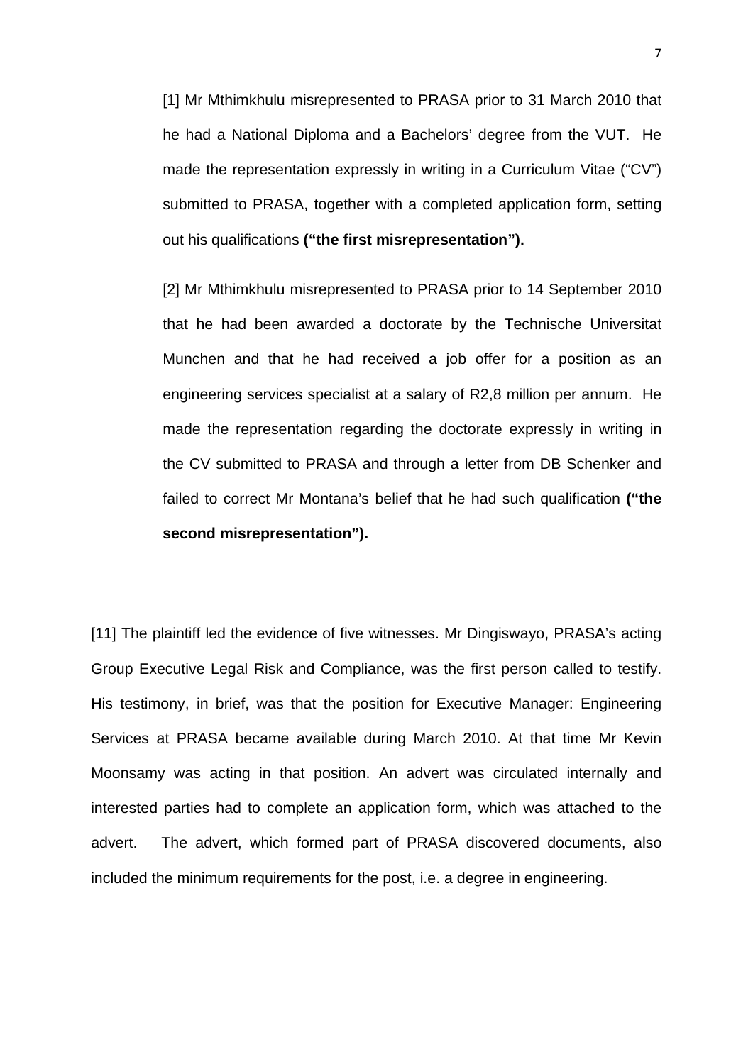[1] Mr Mthimkhulu misrepresented to PRASA prior to 31 March 2010 that he had a National Diploma and a Bachelors' degree from the VUT. He made the representation expressly in writing in a Curriculum Vitae ("CV") submitted to PRASA, together with a completed application form, setting out his qualifications **("the first misrepresentation").**

[2] Mr Mthimkhulu misrepresented to PRASA prior to 14 September 2010 that he had been awarded a doctorate by the Technische Universitat Munchen and that he had received a job offer for a position as an engineering services specialist at a salary of R2,8 million per annum. He made the representation regarding the doctorate expressly in writing in the CV submitted to PRASA and through a letter from DB Schenker and failed to correct Mr Montana's belief that he had such qualification **("the second misrepresentation").**

[11] The plaintiff led the evidence of five witnesses. Mr Dingiswayo, PRASA's acting Group Executive Legal Risk and Compliance, was the first person called to testify. His testimony, in brief, was that the position for Executive Manager: Engineering Services at PRASA became available during March 2010. At that time Mr Kevin Moonsamy was acting in that position. An advert was circulated internally and interested parties had to complete an application form, which was attached to the advert. The advert, which formed part of PRASA discovered documents, also included the minimum requirements for the post, i.e. a degree in engineering.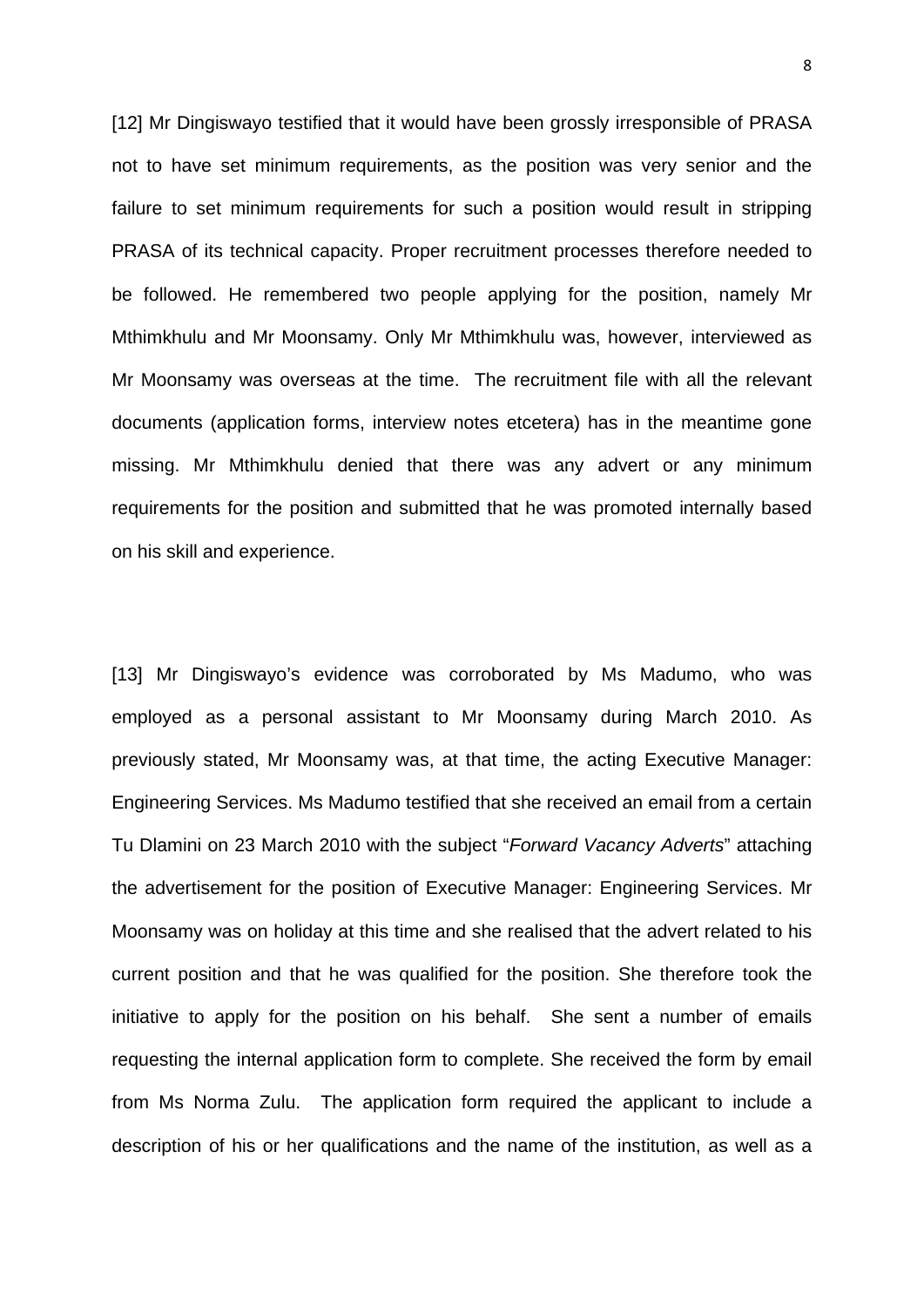[12] Mr Dingiswayo testified that it would have been grossly irresponsible of PRASA not to have set minimum requirements, as the position was very senior and the failure to set minimum requirements for such a position would result in stripping PRASA of its technical capacity. Proper recruitment processes therefore needed to be followed. He remembered two people applying for the position, namely Mr Mthimkhulu and Mr Moonsamy. Only Mr Mthimkhulu was, however, interviewed as Mr Moonsamy was overseas at the time. The recruitment file with all the relevant documents (application forms, interview notes etcetera) has in the meantime gone missing. Mr Mthimkhulu denied that there was any advert or any minimum requirements for the position and submitted that he was promoted internally based on his skill and experience.

[13] Mr Dingiswayo's evidence was corroborated by Ms Madumo, who was employed as a personal assistant to Mr Moonsamy during March 2010. As previously stated, Mr Moonsamy was, at that time, the acting Executive Manager: Engineering Services. Ms Madumo testified that she received an email from a certain Tu Dlamini on 23 March 2010 with the subject "*Forward Vacancy Adverts*" attaching the advertisement for the position of Executive Manager: Engineering Services. Mr Moonsamy was on holiday at this time and she realised that the advert related to his current position and that he was qualified for the position. She therefore took the initiative to apply for the position on his behalf. She sent a number of emails requesting the internal application form to complete. She received the form by email from Ms Norma Zulu. The application form required the applicant to include a description of his or her qualifications and the name of the institution, as well as a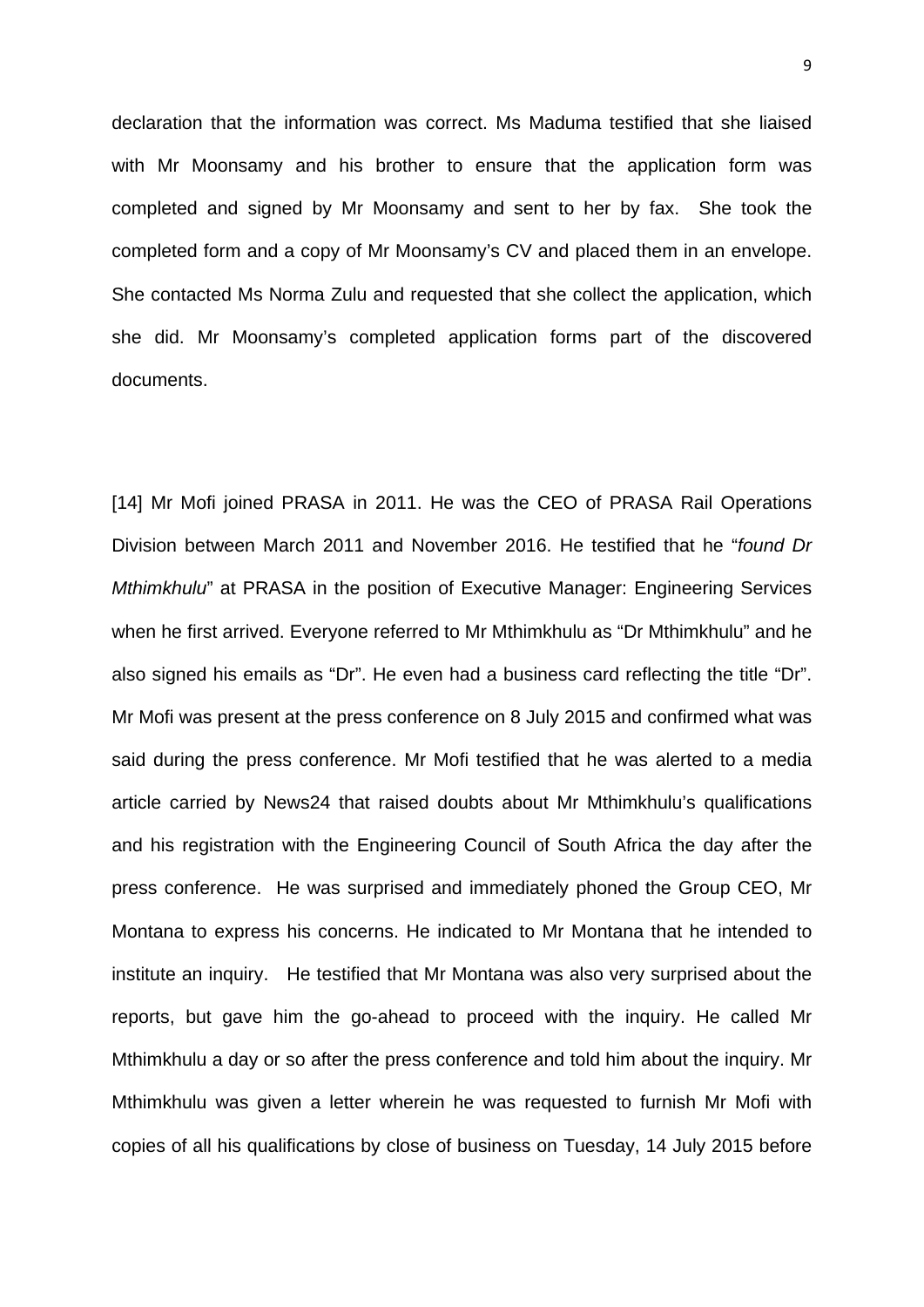declaration that the information was correct. Ms Maduma testified that she liaised with Mr Moonsamy and his brother to ensure that the application form was completed and signed by Mr Moonsamy and sent to her by fax. She took the completed form and a copy of Mr Moonsamy's CV and placed them in an envelope. She contacted Ms Norma Zulu and requested that she collect the application, which she did. Mr Moonsamy's completed application forms part of the discovered documents.

[14] Mr Mofi joined PRASA in 2011. He was the CEO of PRASA Rail Operations Division between March 2011 and November 2016. He testified that he "*found Dr Mthimkhulu*" at PRASA in the position of Executive Manager: Engineering Services when he first arrived. Everyone referred to Mr Mthimkhulu as "Dr Mthimkhulu" and he also signed his emails as "Dr". He even had a business card reflecting the title "Dr". Mr Mofi was present at the press conference on 8 July 2015 and confirmed what was said during the press conference. Mr Mofi testified that he was alerted to a media article carried by News24 that raised doubts about Mr Mthimkhulu's qualifications and his registration with the Engineering Council of South Africa the day after the press conference. He was surprised and immediately phoned the Group CEO, Mr Montana to express his concerns. He indicated to Mr Montana that he intended to institute an inquiry. He testified that Mr Montana was also very surprised about the reports, but gave him the go-ahead to proceed with the inquiry. He called Mr Mthimkhulu a day or so after the press conference and told him about the inquiry. Mr Mthimkhulu was given a letter wherein he was requested to furnish Mr Mofi with copies of all his qualifications by close of business on Tuesday, 14 July 2015 before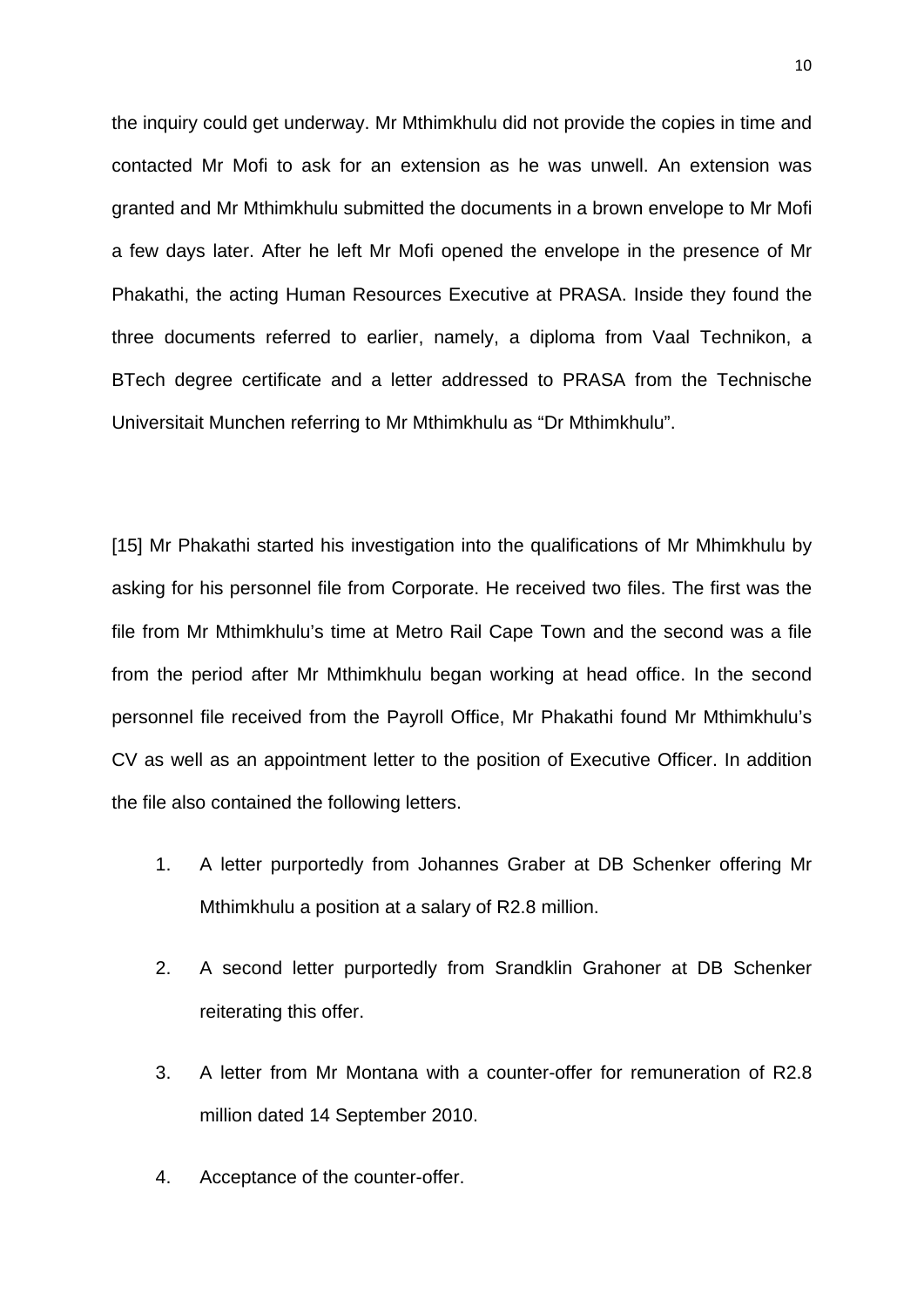the inquiry could get underway. Mr Mthimkhulu did not provide the copies in time and contacted Mr Mofi to ask for an extension as he was unwell. An extension was granted and Mr Mthimkhulu submitted the documents in a brown envelope to Mr Mofi a few days later. After he left Mr Mofi opened the envelope in the presence of Mr Phakathi, the acting Human Resources Executive at PRASA. Inside they found the three documents referred to earlier, namely, a diploma from Vaal Technikon, a BTech degree certificate and a letter addressed to PRASA from the Technische Universitait Munchen referring to Mr Mthimkhulu as "Dr Mthimkhulu".

[15] Mr Phakathi started his investigation into the qualifications of Mr Mhimkhulu by asking for his personnel file from Corporate. He received two files. The first was the file from Mr Mthimkhulu's time at Metro Rail Cape Town and the second was a file from the period after Mr Mthimkhulu began working at head office. In the second personnel file received from the Payroll Office, Mr Phakathi found Mr Mthimkhulu's CV as well as an appointment letter to the position of Executive Officer. In addition the file also contained the following letters.

1. A letter purportedly from Johannes Graber at DB Schenker offering Mr Mthimkhulu a position at a salary of R2.8 million.

2. A second letter purportedly from Srandklin Grahoner at DB Schenker reiterating this offer.

3. A letter from Mr Montana with a counter-offer for remuneration of R2.8 million dated 14 September 2010.

4. Acceptance of the counter-offer.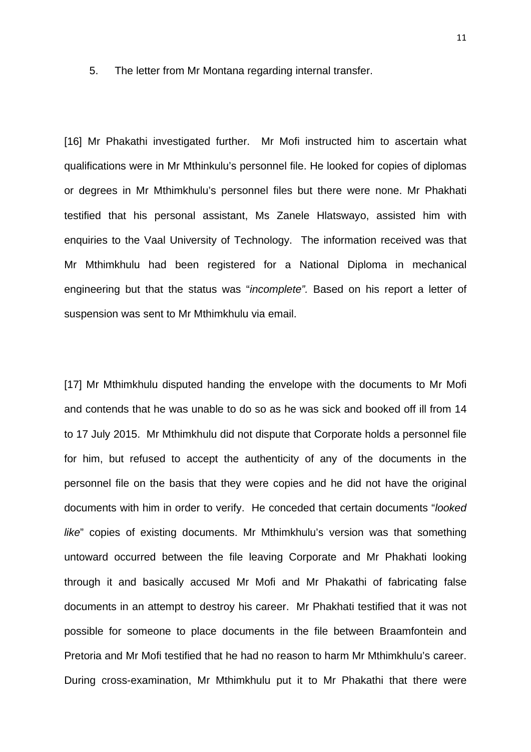5. The letter from Mr Montana regarding internal transfer.

[16] Mr Phakathi investigated further. Mr Mofi instructed him to ascertain what qualifications were in Mr Mthinkulu's personnel file. He looked for copies of diplomas or degrees in Mr Mthimkhulu's personnel files but there were none. Mr Phakhati testified that his personal assistant, Ms Zanele Hlatswayo, assisted him with enquiries to the Vaal University of Technology. The information received was that Mr Mthimkhulu had been registered for a National Diploma in mechanical engineering but that the status was "*incomplete".* Based on his report a letter of suspension was sent to Mr Mthimkhulu via email.

[17] Mr Mthimkhulu disputed handing the envelope with the documents to Mr Mofi and contends that he was unable to do so as he was sick and booked off ill from 14 to 17 July 2015. Mr Mthimkhulu did not dispute that Corporate holds a personnel file for him, but refused to accept the authenticity of any of the documents in the personnel file on the basis that they were copies and he did not have the original documents with him in order to verify. He conceded that certain documents "*looked like*" copies of existing documents. Mr Mthimkhulu's version was that something untoward occurred between the file leaving Corporate and Mr Phakhati looking through it and basically accused Mr Mofi and Mr Phakathi of fabricating false documents in an attempt to destroy his career. Mr Phakhati testified that it was not possible for someone to place documents in the file between Braamfontein and Pretoria and Mr Mofi testified that he had no reason to harm Mr Mthimkhulu's career. During cross-examination, Mr Mthimkhulu put it to Mr Phakathi that there were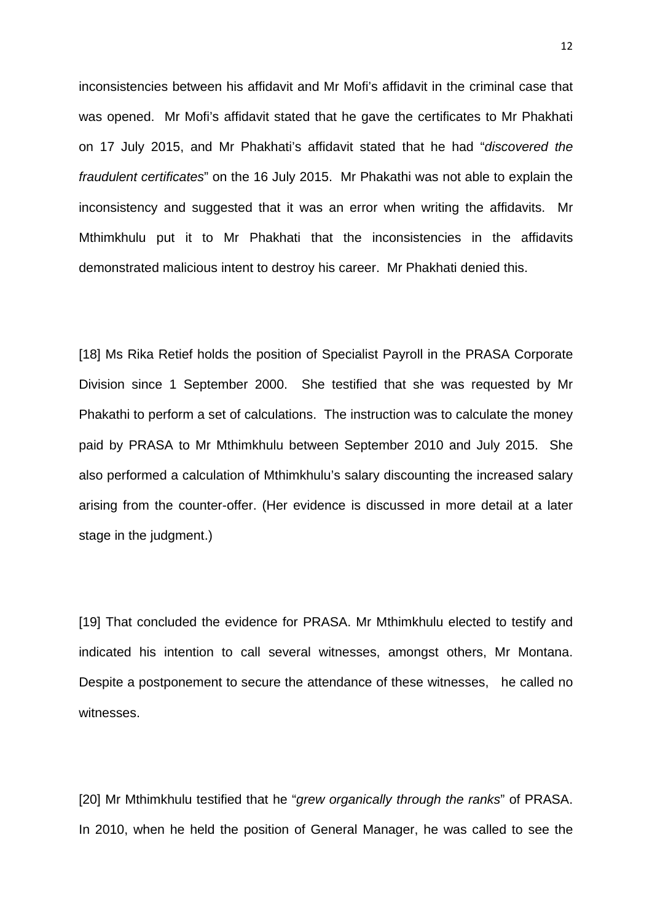inconsistencies between his affidavit and Mr Mofi's affidavit in the criminal case that was opened. Mr Mofi's affidavit stated that he gave the certificates to Mr Phakhati on 17 July 2015, and Mr Phakhati's affidavit stated that he had "*discovered the fraudulent certificates*" on the 16 July 2015. Mr Phakathi was not able to explain the inconsistency and suggested that it was an error when writing the affidavits. Mr Mthimkhulu put it to Mr Phakhati that the inconsistencies in the affidavits demonstrated malicious intent to destroy his career. Mr Phakhati denied this.

[18] Ms Rika Retief holds the position of Specialist Payroll in the PRASA Corporate Division since 1 September 2000. She testified that she was requested by Mr Phakathi to perform a set of calculations. The instruction was to calculate the money paid by PRASA to Mr Mthimkhulu between September 2010 and July 2015. She also performed a calculation of Mthimkhulu's salary discounting the increased salary arising from the counter-offer. (Her evidence is discussed in more detail at a later stage in the judgment.)

[19] That concluded the evidence for PRASA. Mr Mthimkhulu elected to testify and indicated his intention to call several witnesses, amongst others, Mr Montana. Despite a postponement to secure the attendance of these witnesses, he called no witnesses.

[20] Mr Mthimkhulu testified that he "*grew organically through the ranks*" of PRASA. In 2010, when he held the position of General Manager, he was called to see the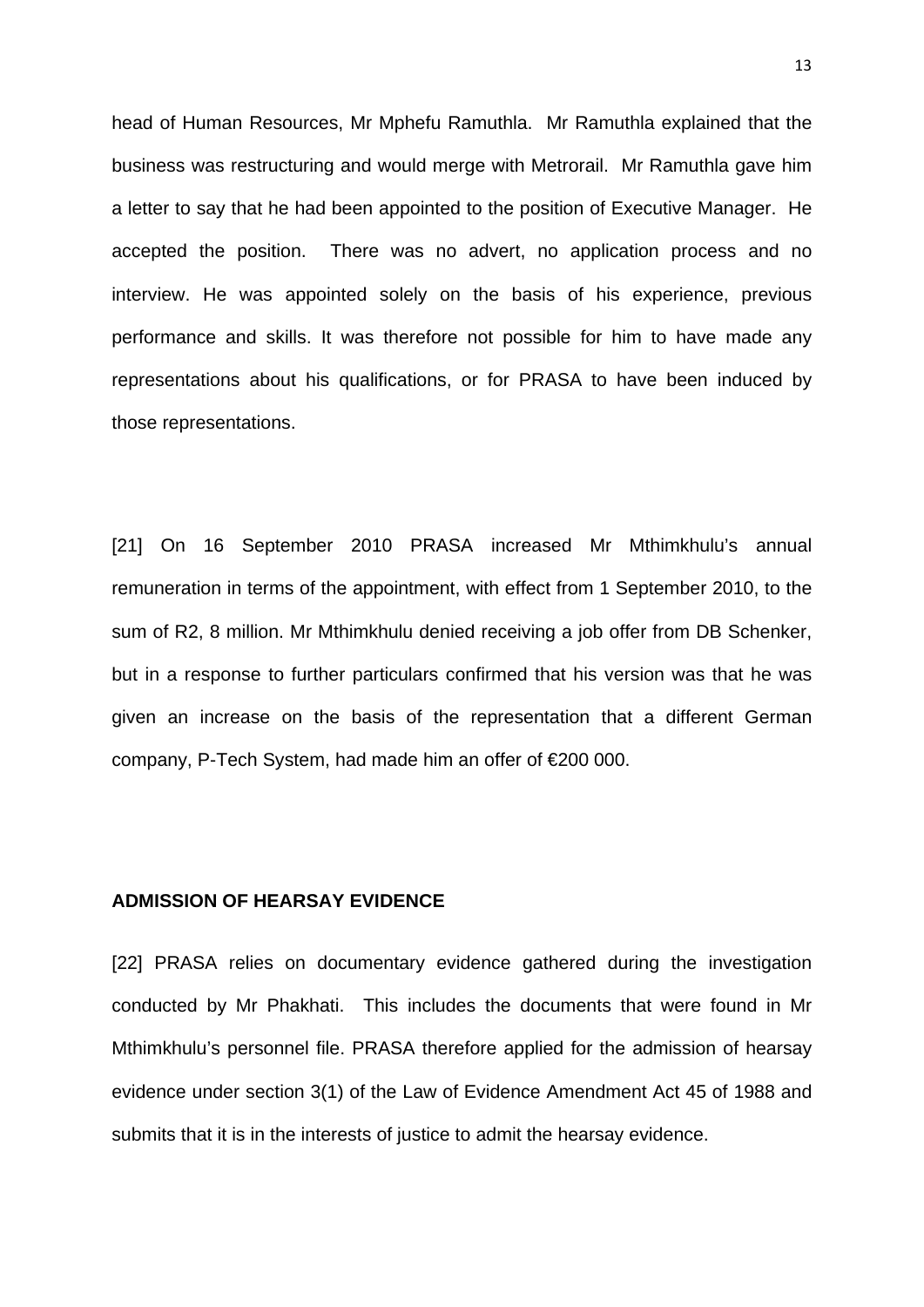head of Human Resources, Mr Mphefu Ramuthla. Mr Ramuthla explained that the business was restructuring and would merge with Metrorail. Mr Ramuthla gave him a letter to say that he had been appointed to the position of Executive Manager. He accepted the position. There was no advert, no application process and no interview. He was appointed solely on the basis of his experience, previous performance and skills. It was therefore not possible for him to have made any representations about his qualifications, or for PRASA to have been induced by those representations.

[21] On 16 September 2010 PRASA increased Mr Mthimkhulu's annual remuneration in terms of the appointment, with effect from 1 September 2010, to the sum of R2, 8 million. Mr Mthimkhulu denied receiving a job offer from DB Schenker, but in a response to further particulars confirmed that his version was that he was given an increase on the basis of the representation that a different German company, P-Tech System, had made him an offer of €200 000.

**ADMISSION OF HEARSAY EVIDENCE**

[22] PRASA relies on documentary evidence gathered during the investigation conducted by Mr Phakhati. This includes the documents that were found in Mr Mthimkhulu's personnel file. PRASA therefore applied for the admission of hearsay evidence under section 3(1) of the Law of Evidence Amendment Act 45 of 1988 and submits that it is in the interests of justice to admit the hearsay evidence.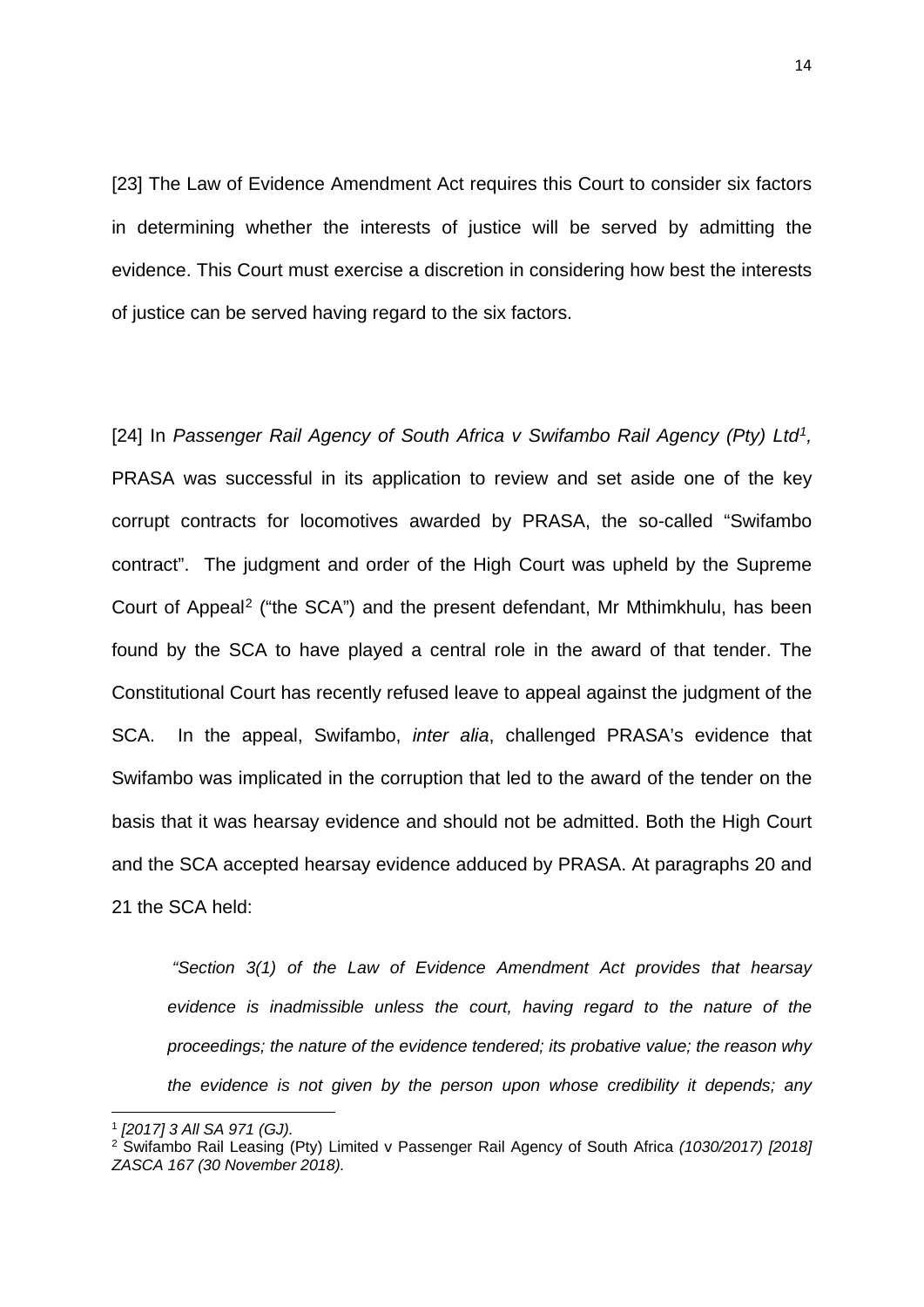[23] The Law of Evidence Amendment Act requires this Court to consider six factors in determining whether the interests of justice will be served by admitting the evidence. This Court must exercise a discretion in considering how best the interests of justice can be served having regard to the six factors.

[24] In *Passenger Rail Agency of South Africa v Swifambo Rail Agency (Pty) Ltd*[1], PRASA was successful in its application to review and set aside one of the key corrupt contracts for locomotives awarded by PRASA, the so-called "Swifambo contract". The judgment and order of the High Court was upheld by the Supreme Court of Appeal[2] ("the SCA") and the present defendant, Mr Mthimkhulu, has been found by the SCA to have played a central role in the award of that tender. The Constitutional Court has recently refused leave to appeal against the judgment of the SCA. In the appeal, Swifambo, *inter alia*, challenged PRASA's evidence that Swifambo was implicated in the corruption that led to the award of the tender on the basis that it was hearsay evidence and should not be admitted. Both the High Court and the SCA accepted hearsay evidence adduced by PRASA. At paragraphs 20 and 21 the SCA held:

> *"Section 3(1) of the Law of Evidence Amendment Act provides that hearsay evidence is inadmissible unless the court, having regard to the nature of the proceedings; the nature of the evidence tendered; its probative value; the reason why the evidence is not given by the person upon whose credibility it depends; any*

---

[1] *[2017] 3 All SA 971 (GJ).*

[2] Swifambo Rail Leasing (Pty) Limited v Passenger Rail Agency of South Africa *(1030/2017) [2018] ZASCA 167 (30 November 2018).*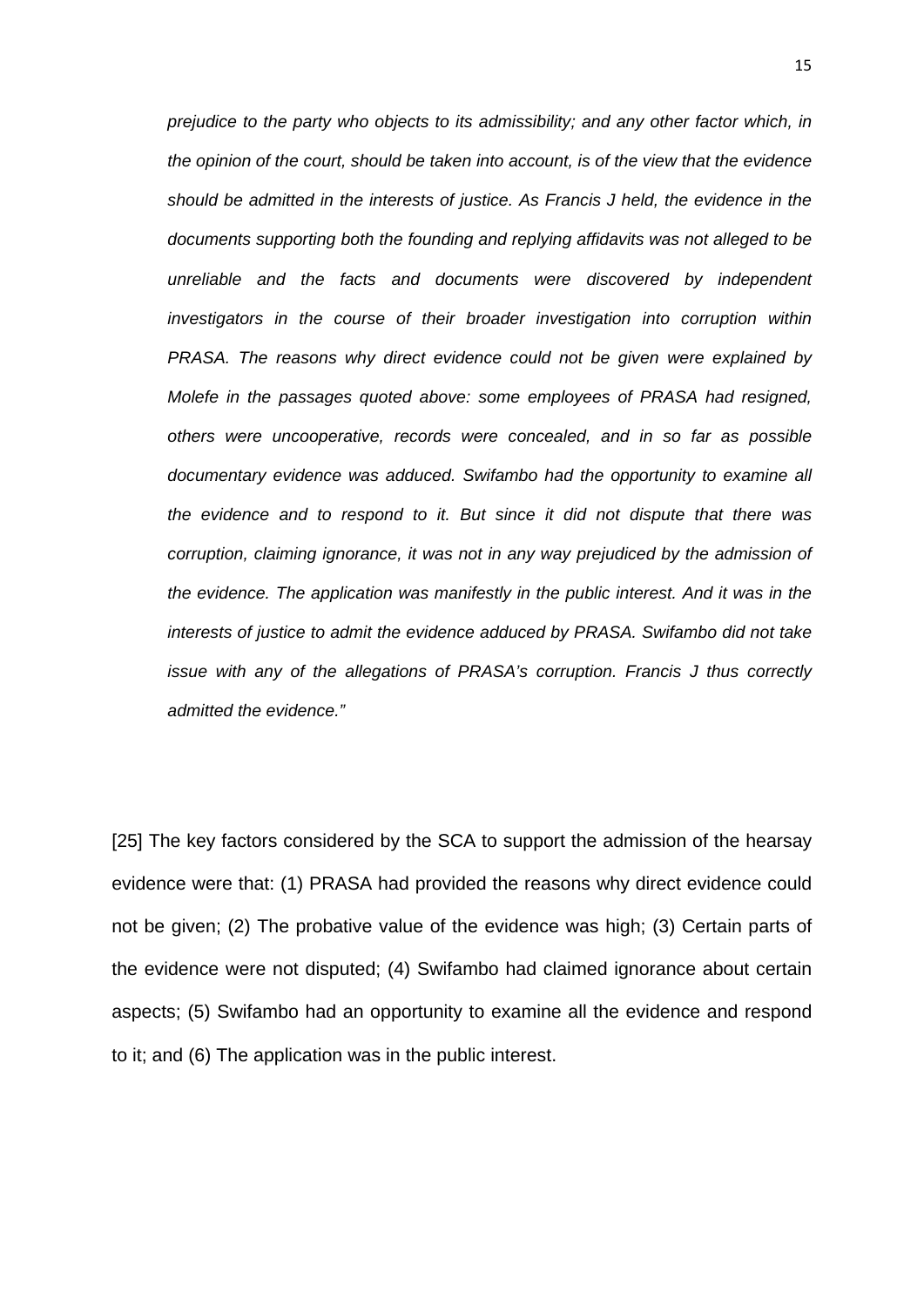> *prejudice to the party who objects to its admissibility; and any other factor which, in the opinion of the court, should be taken into account, is of the view that the evidence should be admitted in the interests of justice. As Francis J held, the evidence in the documents supporting both the founding and replying affidavits was not alleged to be unreliable and the facts and documents were discovered by independent investigators in the course of their broader investigation into corruption within PRASA. The reasons why direct evidence could not be given were explained by Molefe in the passages quoted above: some employees of PRASA had resigned, others were uncooperative, records were concealed, and in so far as possible documentary evidence was adduced. Swifambo had the opportunity to examine all the evidence and to respond to it. But since it did not dispute that there was corruption, claiming ignorance, it was not in any way prejudiced by the admission of the evidence. The application was manifestly in the public interest. And it was in the interests of justice to admit the evidence adduced by PRASA. Swifambo did not take issue with any of the allegations of PRASA's corruption. Francis J thus correctly admitted the evidence."*

[25] The key factors considered by the SCA to support the admission of the hearsay evidence were that: (1) PRASA had provided the reasons why direct evidence could not be given; (2) The probative value of the evidence was high; (3) Certain parts of the evidence were not disputed; (4) Swifambo had claimed ignorance about certain aspects; (5) Swifambo had an opportunity to examine all the evidence and respond to it; and (6) The application was in the public interest.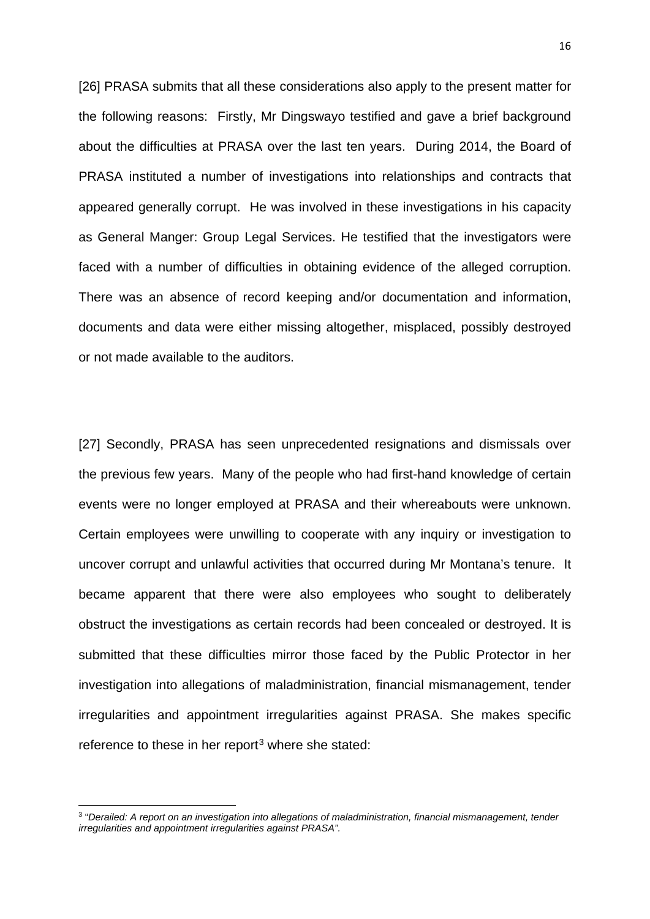[26] PRASA submits that all these considerations also apply to the present matter for the following reasons: Firstly, Mr Dingswayo testified and gave a brief background about the difficulties at PRASA over the last ten years. During 2014, the Board of PRASA instituted a number of investigations into relationships and contracts that appeared generally corrupt. He was involved in these investigations in his capacity as General Manger: Group Legal Services. He testified that the investigators were faced with a number of difficulties in obtaining evidence of the alleged corruption. There was an absence of record keeping and/or documentation and information, documents and data were either missing altogether, misplaced, possibly destroyed or not made available to the auditors.

[27] Secondly, PRASA has seen unprecedented resignations and dismissals over the previous few years. Many of the people who had first-hand knowledge of certain events were no longer employed at PRASA and their whereabouts were unknown. Certain employees were unwilling to cooperate with any inquiry or investigation to uncover corrupt and unlawful activities that occurred during Mr Montana's tenure. It became apparent that there were also employees who sought to deliberately obstruct the investigations as certain records had been concealed or destroyed. It is submitted that these difficulties mirror those faced by the Public Protector in her investigation into allegations of maladministration, financial mismanagement, tender irregularities and appointment irregularities against PRASA. She makes specific reference to these in her report[3] where she stated:

---

[3] "*Derailed: A report on an investigation into allegations of maladministration, financial mismanagement, tender irregularities and appointment irregularities against PRASA"*.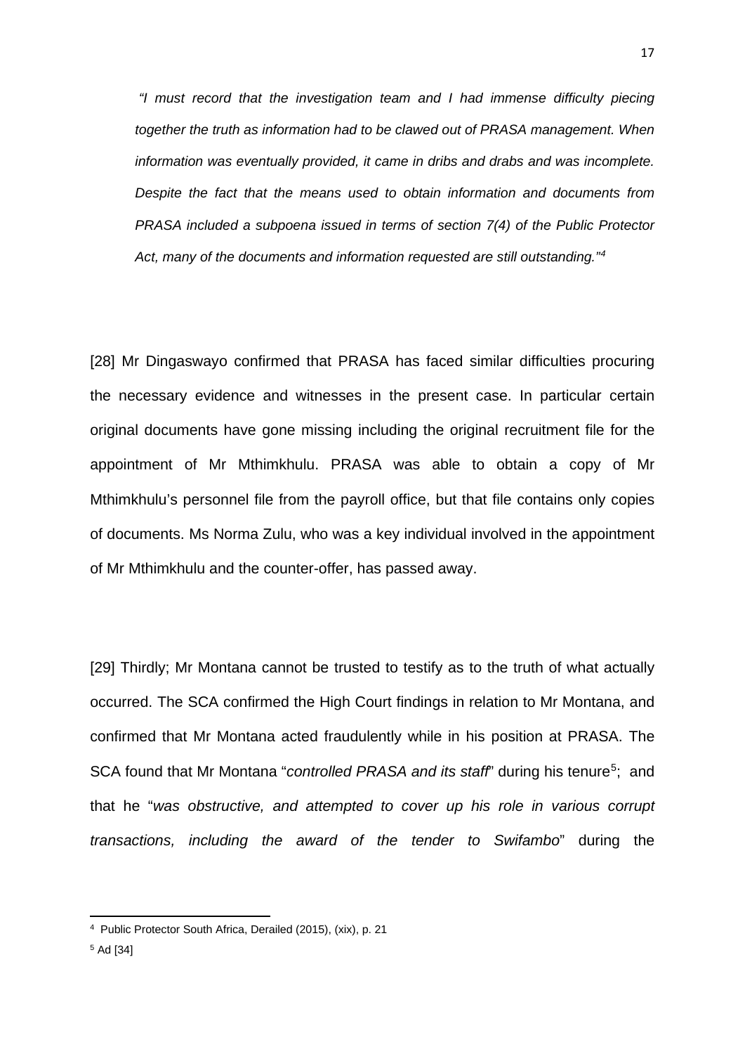> *"I must record that the investigation team and I had immense difficulty piecing together the truth as information had to be clawed out of PRASA management. When information was eventually provided, it came in dribs and drabs and was incomplete. Despite the fact that the means used to obtain information and documents from PRASA included a subpoena issued in terms of section 7(4) of the Public Protector Act, many of the documents and information requested are still outstanding."*[4]

[28] Mr Dingaswayo confirmed that PRASA has faced similar difficulties procuring the necessary evidence and witnesses in the present case. In particular certain original documents have gone missing including the original recruitment file for the appointment of Mr Mthimkhulu. PRASA was able to obtain a copy of Mr Mthimkhulu's personnel file from the payroll office, but that file contains only copies of documents. Ms Norma Zulu, who was a key individual involved in the appointment of Mr Mthimkhulu and the counter-offer, has passed away.

[29] Thirdly; Mr Montana cannot be trusted to testify as to the truth of what actually occurred. The SCA confirmed the High Court findings in relation to Mr Montana, and confirmed that Mr Montana acted fraudulently while in his position at PRASA. The SCA found that Mr Montana "*controlled PRASA and its staff*" during his tenure[5]; and that he "*was obstructive, and attempted to cover up his role in various corrupt transactions, including the award of the tender to Swifambo*" during the

---

[4] Public Protector South Africa, Derailed (2015), (xix), p. 21

[5] Ad [34]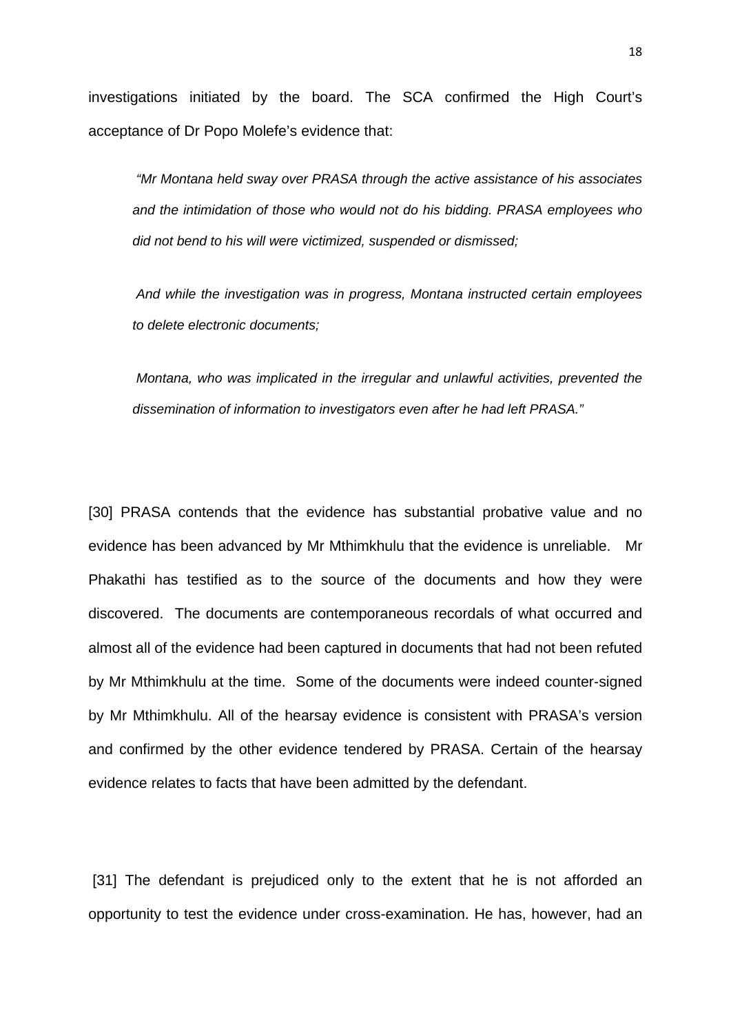investigations initiated by the board. The SCA confirmed the High Court's acceptance of Dr Popo Molefe's evidence that:

> *"Mr Montana held sway over PRASA through the active assistance of his associates and the intimidation of those who would not do his bidding. PRASA employees who did not bend to his will were victimized, suspended or dismissed;*
>
> *And while the investigation was in progress, Montana instructed certain employees to delete electronic documents;*
>
> *Montana, who was implicated in the irregular and unlawful activities, prevented the dissemination of information to investigators even after he had left PRASA."*

[30] PRASA contends that the evidence has substantial probative value and no evidence has been advanced by Mr Mthimkhulu that the evidence is unreliable. Mr Phakathi has testified as to the source of the documents and how they were discovered. The documents are contemporaneous recordals of what occurred and almost all of the evidence had been captured in documents that had not been refuted by Mr Mthimkhulu at the time. Some of the documents were indeed counter-signed by Mr Mthimkhulu. All of the hearsay evidence is consistent with PRASA's version and confirmed by the other evidence tendered by PRASA. Certain of the hearsay evidence relates to facts that have been admitted by the defendant.

[31] The defendant is prejudiced only to the extent that he is not afforded an opportunity to test the evidence under cross-examination. He has, however, had an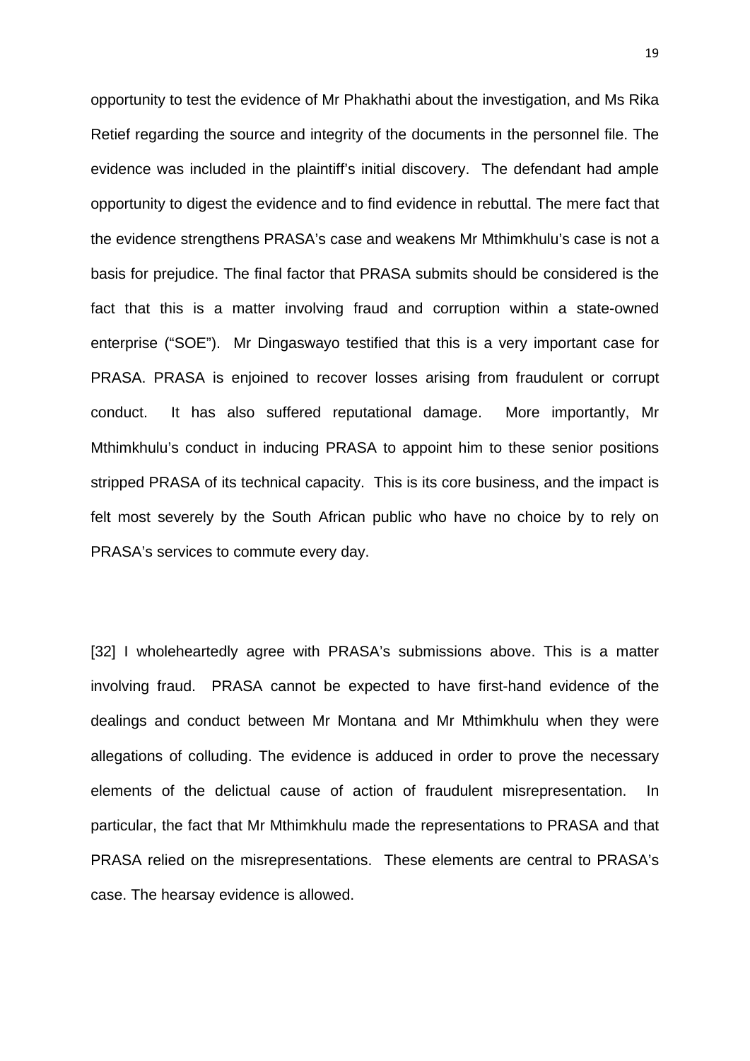opportunity to test the evidence of Mr Phakhathi about the investigation, and Ms Rika Retief regarding the source and integrity of the documents in the personnel file. The evidence was included in the plaintiff's initial discovery. The defendant had ample opportunity to digest the evidence and to find evidence in rebuttal. The mere fact that the evidence strengthens PRASA's case and weakens Mr Mthimkhulu's case is not a basis for prejudice. The final factor that PRASA submits should be considered is the fact that this is a matter involving fraud and corruption within a state-owned enterprise ("SOE"). Mr Dingaswayo testified that this is a very important case for PRASA. PRASA is enjoined to recover losses arising from fraudulent or corrupt conduct. It has also suffered reputational damage. More importantly, Mr Mthimkhulu's conduct in inducing PRASA to appoint him to these senior positions stripped PRASA of its technical capacity. This is its core business, and the impact is felt most severely by the South African public who have no choice by to rely on PRASA's services to commute every day.

[32] I wholeheartedly agree with PRASA's submissions above. This is a matter involving fraud. PRASA cannot be expected to have first-hand evidence of the dealings and conduct between Mr Montana and Mr Mthimkhulu when they were allegations of colluding. The evidence is adduced in order to prove the necessary elements of the delictual cause of action of fraudulent misrepresentation. In particular, the fact that Mr Mthimkhulu made the representations to PRASA and that PRASA relied on the misrepresentations. These elements are central to PRASA's case. The hearsay evidence is allowed.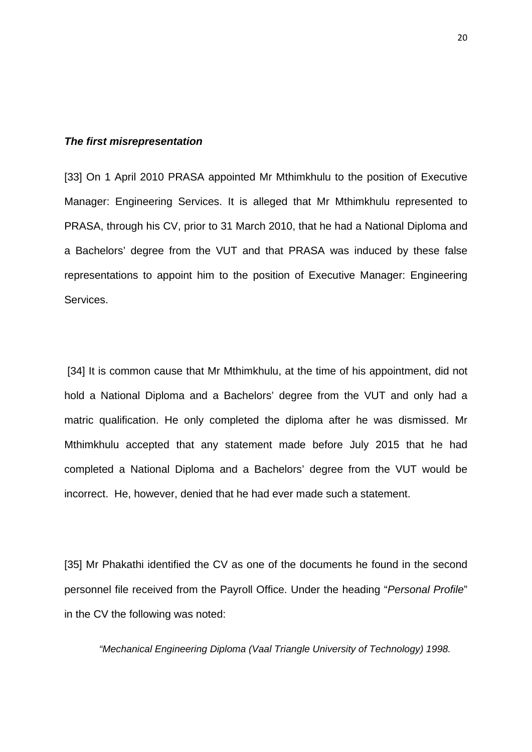***The first misrepresentation***

[33] On 1 April 2010 PRASA appointed Mr Mthimkhulu to the position of Executive Manager: Engineering Services. It is alleged that Mr Mthimkhulu represented to PRASA, through his CV, prior to 31 March 2010, that he had a National Diploma and a Bachelors' degree from the VUT and that PRASA was induced by these false representations to appoint him to the position of Executive Manager: Engineering Services.

[34] It is common cause that Mr Mthimkhulu, at the time of his appointment, did not hold a National Diploma and a Bachelors' degree from the VUT and only had a matric qualification. He only completed the diploma after he was dismissed. Mr Mthimkhulu accepted that any statement made before July 2015 that he had completed a National Diploma and a Bachelors' degree from the VUT would be incorrect. He, however, denied that he had ever made such a statement.

[35] Mr Phakathi identified the CV as one of the documents he found in the second personnel file received from the Payroll Office. Under the heading "*Personal Profile*" in the CV the following was noted:

> *"Mechanical Engineering Diploma (Vaal Triangle University of Technology) 1998.*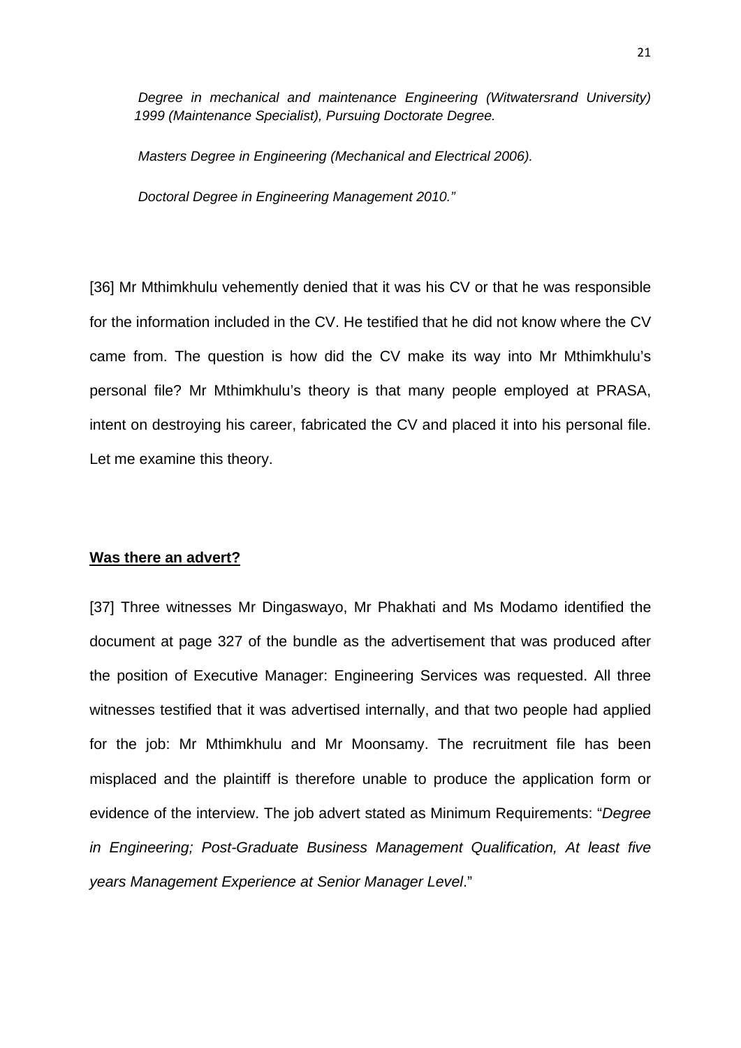*Degree in mechanical and maintenance Engineering (Witwatersrand University) 1999 (Maintenance Specialist), Pursuing Doctorate Degree.*

*Masters Degree in Engineering (Mechanical and Electrical 2006).*

*Doctoral Degree in Engineering Management 2010."*

[36] Mr Mthimkhulu vehemently denied that it was his CV or that he was responsible for the information included in the CV. He testified that he did not know where the CV came from. The question is how did the CV make its way into Mr Mthimkhulu's personal file? Mr Mthimkhulu's theory is that many people employed at PRASA, intent on destroying his career, fabricated the CV and placed it into his personal file. Let me examine this theory.

**Was there an advert?**

[37] Three witnesses Mr Dingaswayo, Mr Phakhati and Ms Modamo identified the document at page 327 of the bundle as the advertisement that was produced after the position of Executive Manager: Engineering Services was requested. All three witnesses testified that it was advertised internally, and that two people had applied for the job: Mr Mthimkhulu and Mr Moonsamy. The recruitment file has been misplaced and the plaintiff is therefore unable to produce the application form or evidence of the interview. The job advert stated as Minimum Requirements: "*Degree in Engineering; Post-Graduate Business Management Qualification, At least five years Management Experience at Senior Manager Level*."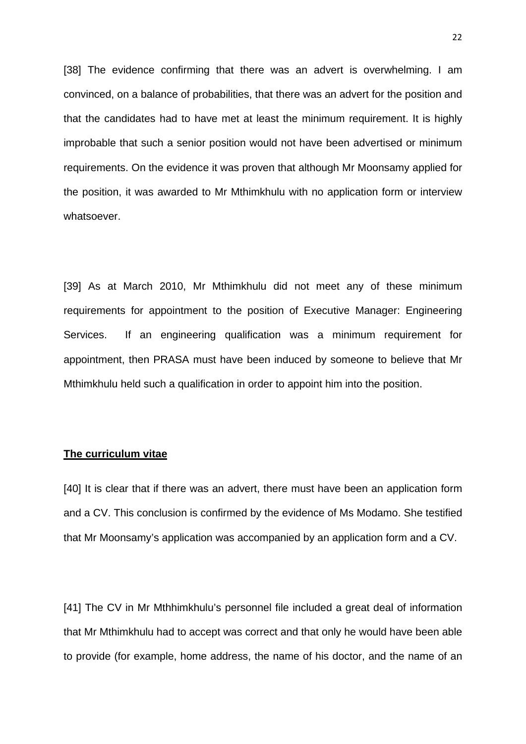[38] The evidence confirming that there was an advert is overwhelming. I am convinced, on a balance of probabilities, that there was an advert for the position and that the candidates had to have met at least the minimum requirement. It is highly improbable that such a senior position would not have been advertised or minimum requirements. On the evidence it was proven that although Mr Moonsamy applied for the position, it was awarded to Mr Mthimkhulu with no application form or interview whatsoever.

[39] As at March 2010, Mr Mthimkhulu did not meet any of these minimum requirements for appointment to the position of Executive Manager: Engineering Services. If an engineering qualification was a minimum requirement for appointment, then PRASA must have been induced by someone to believe that Mr Mthimkhulu held such a qualification in order to appoint him into the position.

**The curriculum vitae**

[40] It is clear that if there was an advert, there must have been an application form and a CV. This conclusion is confirmed by the evidence of Ms Modamo. She testified that Mr Moonsamy's application was accompanied by an application form and a CV.

[41] The CV in Mr Mthhimkhulu's personnel file included a great deal of information that Mr Mthimkhulu had to accept was correct and that only he would have been able to provide (for example, home address, the name of his doctor, and the name of an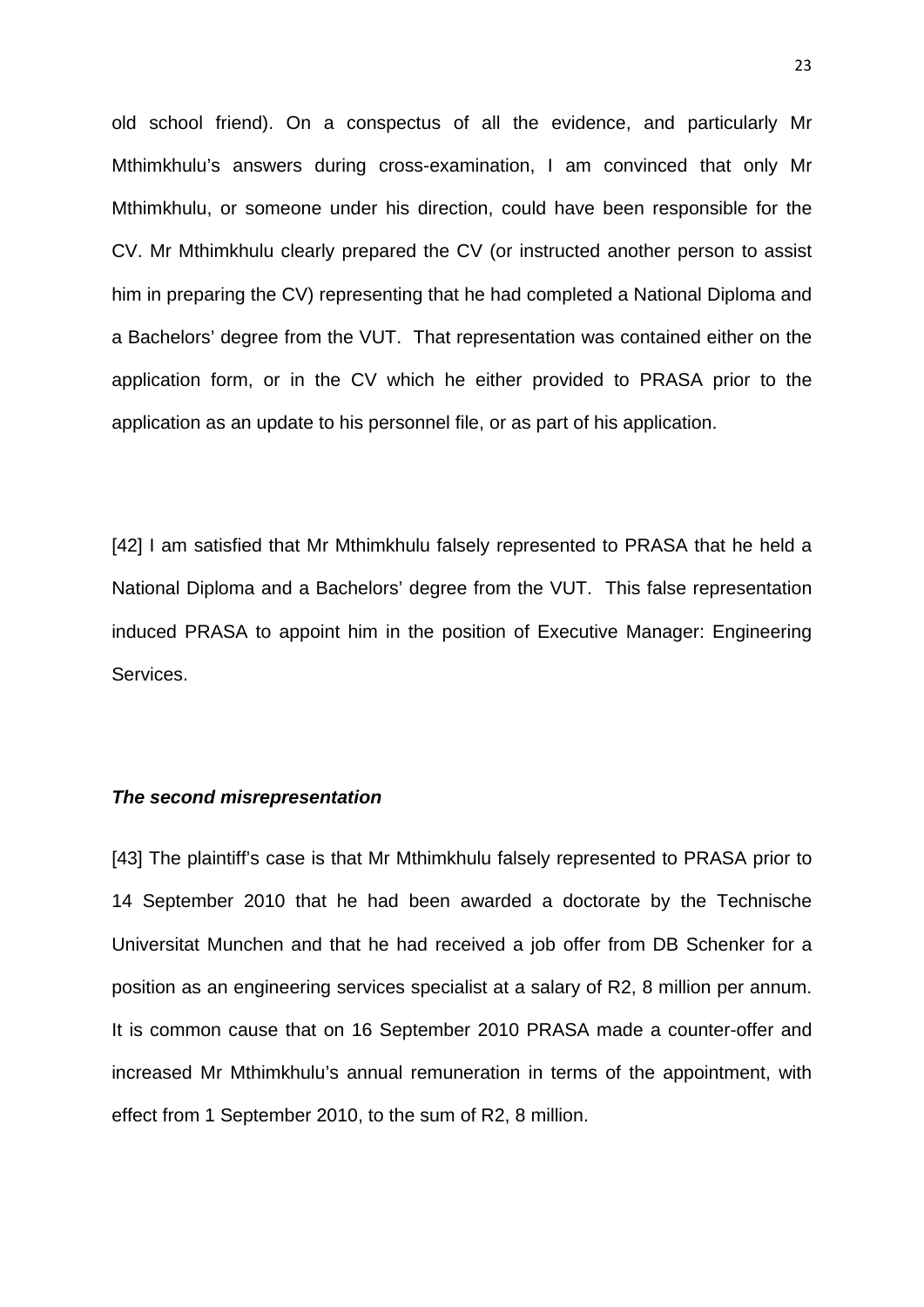old school friend). On a conspectus of all the evidence, and particularly Mr Mthimkhulu's answers during cross-examination, I am convinced that only Mr Mthimkhulu, or someone under his direction, could have been responsible for the CV. Mr Mthimkhulu clearly prepared the CV (or instructed another person to assist him in preparing the CV) representing that he had completed a National Diploma and a Bachelors' degree from the VUT. That representation was contained either on the application form, or in the CV which he either provided to PRASA prior to the application as an update to his personnel file, or as part of his application.

[42] I am satisfied that Mr Mthimkhulu falsely represented to PRASA that he held a National Diploma and a Bachelors' degree from the VUT. This false representation induced PRASA to appoint him in the position of Executive Manager: Engineering Services.

***The second misrepresentation***

[43] The plaintiff's case is that Mr Mthimkhulu falsely represented to PRASA prior to 14 September 2010 that he had been awarded a doctorate by the Technische Universitat Munchen and that he had received a job offer from DB Schenker for a position as an engineering services specialist at a salary of R2, 8 million per annum. It is common cause that on 16 September 2010 PRASA made a counter-offer and increased Mr Mthimkhulu's annual remuneration in terms of the appointment, with effect from 1 September 2010, to the sum of R2, 8 million.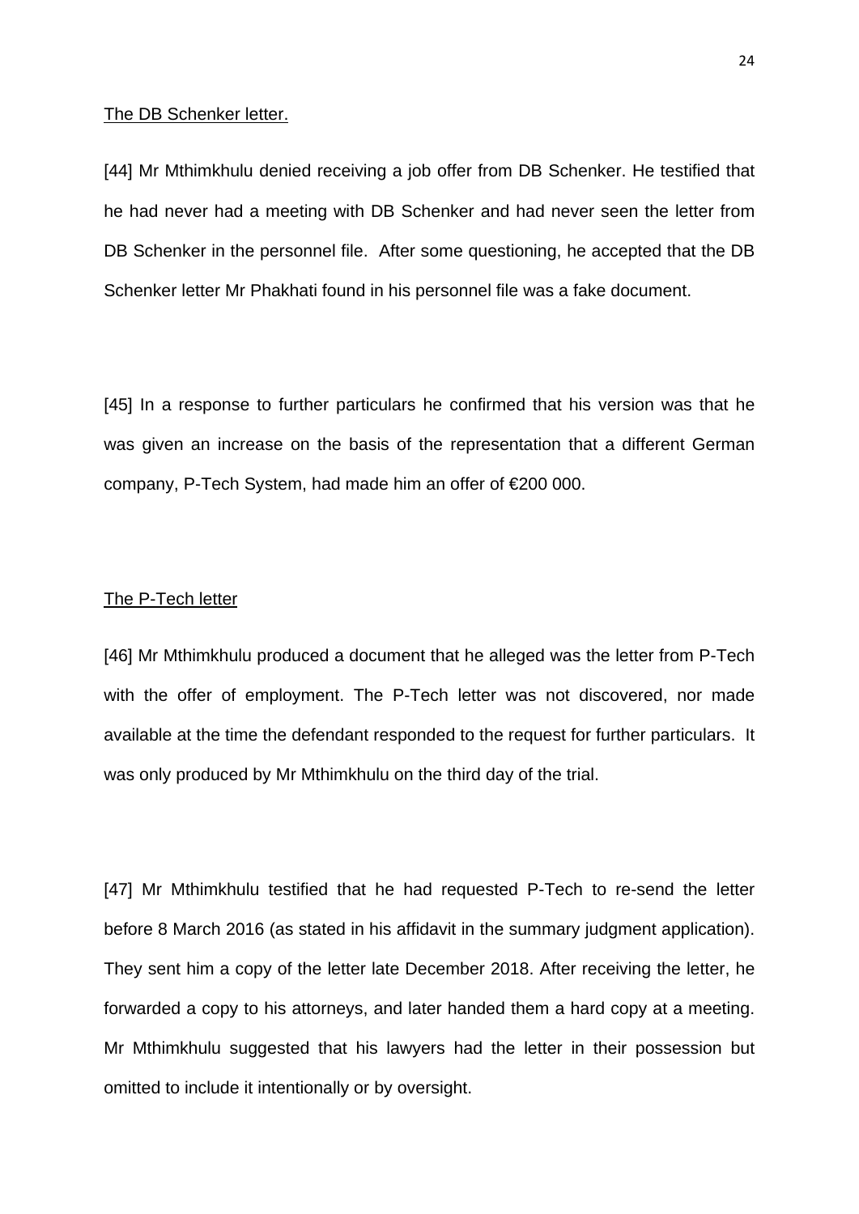<u>The DB Schenker letter.</u>

[44] Mr Mthimkhulu denied receiving a job offer from DB Schenker. He testified that he had never had a meeting with DB Schenker and had never seen the letter from DB Schenker in the personnel file. After some questioning, he accepted that the DB Schenker letter Mr Phakhati found in his personnel file was a fake document.

[45] In a response to further particulars he confirmed that his version was that he was given an increase on the basis of the representation that a different German company, P-Tech System, had made him an offer of €200 000.

<u>The P-Tech letter</u>

[46] Mr Mthimkhulu produced a document that he alleged was the letter from P-Tech with the offer of employment. The P-Tech letter was not discovered, nor made available at the time the defendant responded to the request for further particulars. It was only produced by Mr Mthimkhulu on the third day of the trial.

[47] Mr Mthimkhulu testified that he had requested P-Tech to re-send the letter before 8 March 2016 (as stated in his affidavit in the summary judgment application). They sent him a copy of the letter late December 2018. After receiving the letter, he forwarded a copy to his attorneys, and later handed them a hard copy at a meeting. Mr Mthimkhulu suggested that his lawyers had the letter in their possession but omitted to include it intentionally or by oversight.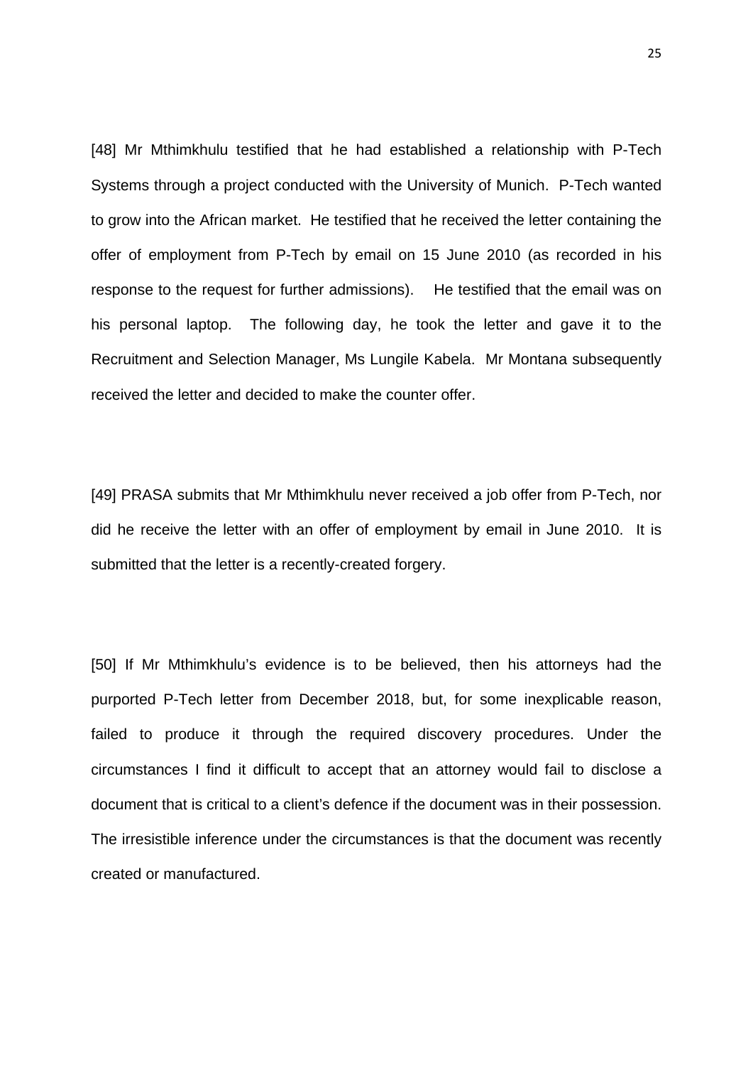[48] Mr Mthimkhulu testified that he had established a relationship with P-Tech Systems through a project conducted with the University of Munich. P-Tech wanted to grow into the African market. He testified that he received the letter containing the offer of employment from P-Tech by email on 15 June 2010 (as recorded in his response to the request for further admissions). He testified that the email was on his personal laptop. The following day, he took the letter and gave it to the Recruitment and Selection Manager, Ms Lungile Kabela. Mr Montana subsequently received the letter and decided to make the counter offer.

[49] PRASA submits that Mr Mthimkhulu never received a job offer from P-Tech, nor did he receive the letter with an offer of employment by email in June 2010. It is submitted that the letter is a recently-created forgery.

[50] If Mr Mthimkhulu's evidence is to be believed, then his attorneys had the purported P-Tech letter from December 2018, but, for some inexplicable reason, failed to produce it through the required discovery procedures. Under the circumstances I find it difficult to accept that an attorney would fail to disclose a document that is critical to a client's defence if the document was in their possession. The irresistible inference under the circumstances is that the document was recently created or manufactured.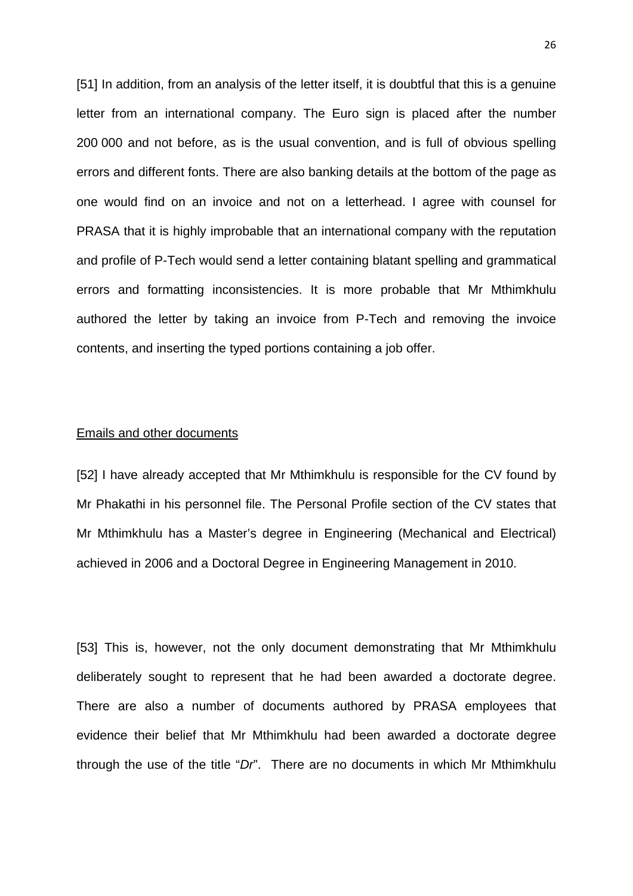[51] In addition, from an analysis of the letter itself, it is doubtful that this is a genuine letter from an international company. The Euro sign is placed after the number 200 000 and not before, as is the usual convention, and is full of obvious spelling errors and different fonts. There are also banking details at the bottom of the page as one would find on an invoice and not on a letterhead. I agree with counsel for PRASA that it is highly improbable that an international company with the reputation and profile of P-Tech would send a letter containing blatant spelling and grammatical errors and formatting inconsistencies. It is more probable that Mr Mthimkhulu authored the letter by taking an invoice from P-Tech and removing the invoice contents, and inserting the typed portions containing a job offer.

<u>Emails and other documents</u>

[52] I have already accepted that Mr Mthimkhulu is responsible for the CV found by Mr Phakathi in his personnel file. The Personal Profile section of the CV states that Mr Mthimkhulu has a Master's degree in Engineering (Mechanical and Electrical) achieved in 2006 and a Doctoral Degree in Engineering Management in 2010.

[53] This is, however, not the only document demonstrating that Mr Mthimkhulu deliberately sought to represent that he had been awarded a doctorate degree. There are also a number of documents authored by PRASA employees that evidence their belief that Mr Mthimkhulu had been awarded a doctorate degree through the use of the title "*Dr*". There are no documents in which Mr Mthimkhulu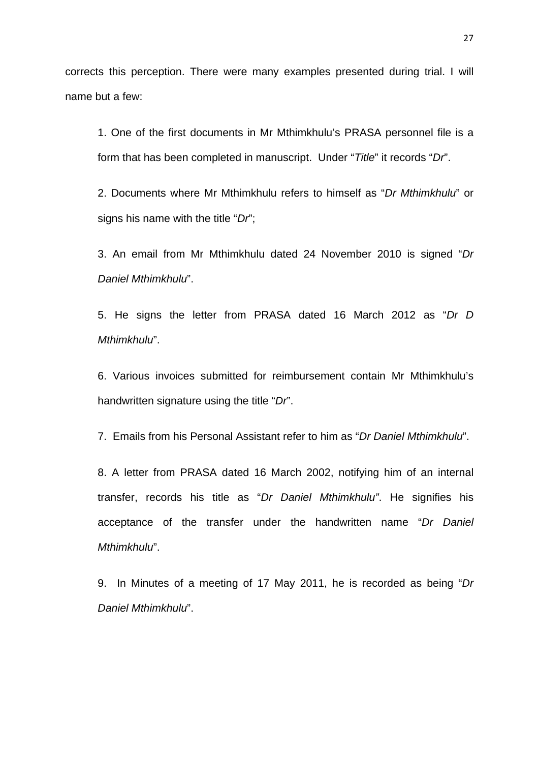corrects this perception. There were many examples presented during trial. I will name but a few:

1. One of the first documents in Mr Mthimkhulu's PRASA personnel file is a form that has been completed in manuscript. Under "*Title*" it records "*Dr*".

2. Documents where Mr Mthimkhulu refers to himself as "*Dr Mthimkhulu*" or signs his name with the title "*Dr*";

3. An email from Mr Mthimkhulu dated 24 November 2010 is signed "*Dr Daniel Mthimkhulu*".

5. He signs the letter from PRASA dated 16 March 2012 as "*Dr D Mthimkhulu*".

6. Various invoices submitted for reimbursement contain Mr Mthimkhulu's handwritten signature using the title "*Dr*".

7. Emails from his Personal Assistant refer to him as "*Dr Daniel Mthimkhulu*".

8. A letter from PRASA dated 16 March 2002, notifying him of an internal transfer, records his title as "*Dr Daniel Mthimkhulu"*. He signifies his acceptance of the transfer under the handwritten name "*Dr Daniel Mthimkhulu*".

9. In Minutes of a meeting of 17 May 2011, he is recorded as being "*Dr Daniel Mthimkhulu*".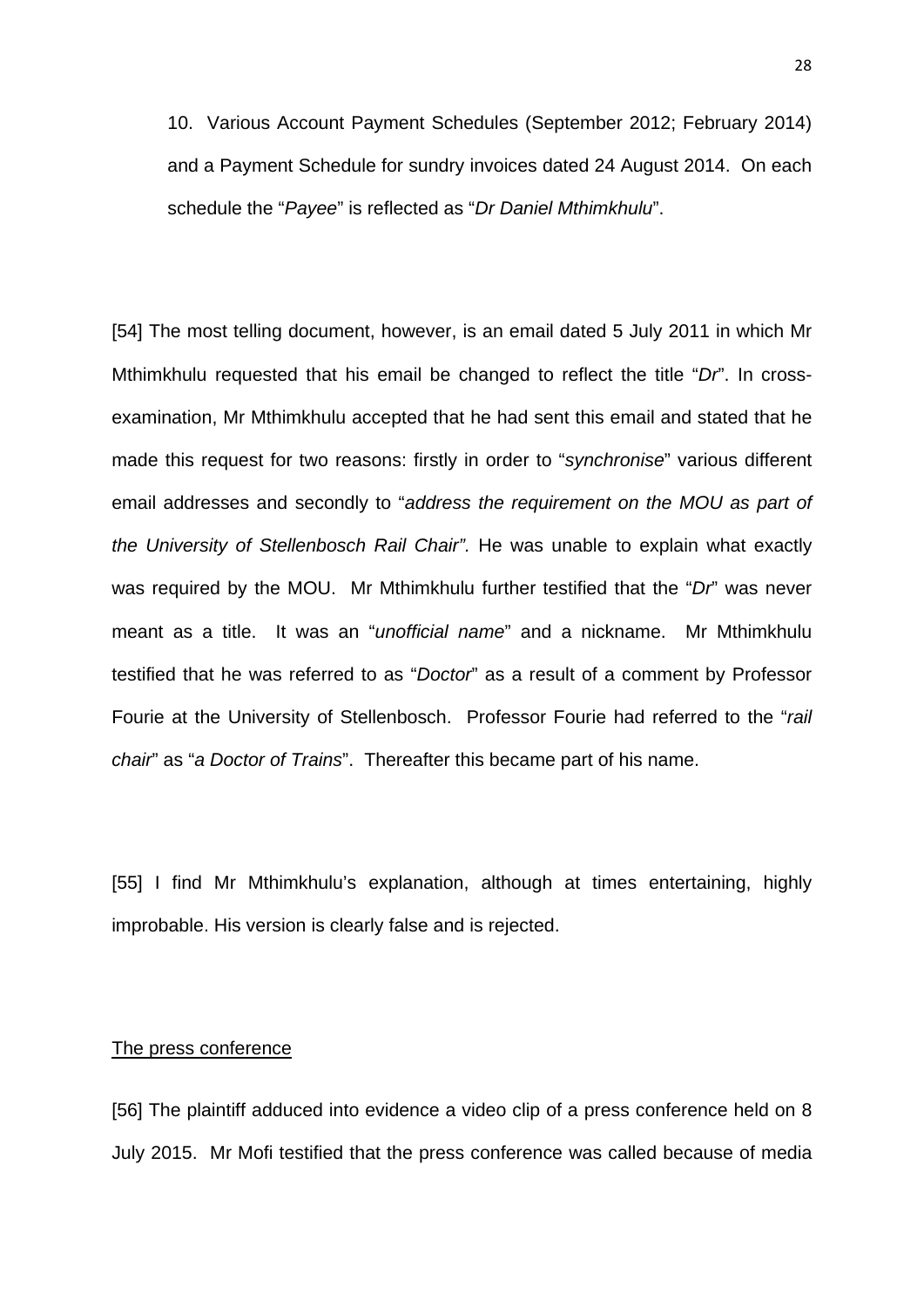10. Various Account Payment Schedules (September 2012; February 2014) and a Payment Schedule for sundry invoices dated 24 August 2014. On each schedule the "*Payee*" is reflected as "*Dr Daniel Mthimkhulu*".

[54] The most telling document, however, is an email dated 5 July 2011 in which Mr Mthimkhulu requested that his email be changed to reflect the title "*Dr*". In cross-examination, Mr Mthimkhulu accepted that he had sent this email and stated that he made this request for two reasons: firstly in order to "*synchronise*" various different email addresses and secondly to "*address the requirement on the MOU as part of the University of Stellenbosch Rail Chair".* He was unable to explain what exactly was required by the MOU. Mr Mthimkhulu further testified that the "*Dr*" was never meant as a title. It was an "*unofficial name*" and a nickname. Mr Mthimkhulu testified that he was referred to as "*Doctor*" as a result of a comment by Professor Fourie at the University of Stellenbosch. Professor Fourie had referred to the "*rail chair*" as "*a Doctor of Trains*". Thereafter this became part of his name.

[55] I find Mr Mthimkhulu's explanation, although at times entertaining, highly improbable. His version is clearly false and is rejected.

<u>The press conference</u>

[56] The plaintiff adduced into evidence a video clip of a press conference held on 8 July 2015. Mr Mofi testified that the press conference was called because of media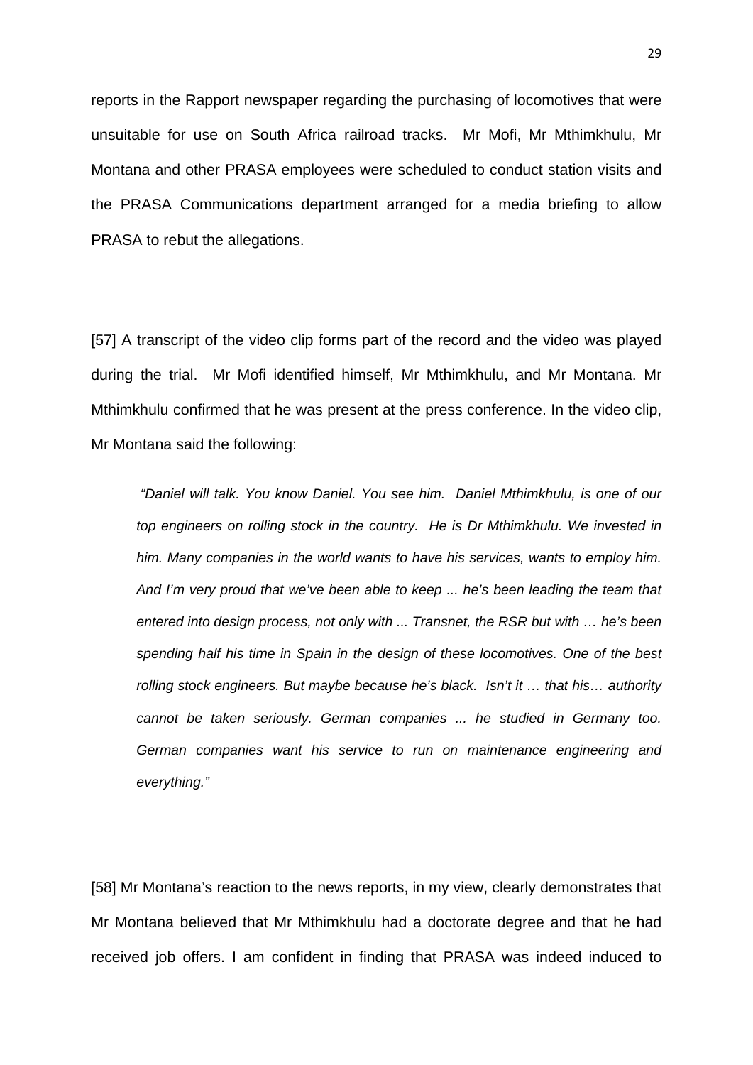reports in the Rapport newspaper regarding the purchasing of locomotives that were unsuitable for use on South Africa railroad tracks. Mr Mofi, Mr Mthimkhulu, Mr Montana and other PRASA employees were scheduled to conduct station visits and the PRASA Communications department arranged for a media briefing to allow PRASA to rebut the allegations.

[57] A transcript of the video clip forms part of the record and the video was played during the trial. Mr Mofi identified himself, Mr Mthimkhulu, and Mr Montana. Mr Mthimkhulu confirmed that he was present at the press conference. In the video clip, Mr Montana said the following:

> *"Daniel will talk. You know Daniel. You see him. Daniel Mthimkhulu, is one of our top engineers on rolling stock in the country. He is Dr Mthimkhulu. We invested in him. Many companies in the world wants to have his services, wants to employ him. And I'm very proud that we've been able to keep ... he's been leading the team that entered into design process, not only with ... Transnet, the RSR but with … he's been spending half his time in Spain in the design of these locomotives. One of the best rolling stock engineers. But maybe because he's black. Isn't it … that his… authority cannot be taken seriously. German companies ... he studied in Germany too. German companies want his service to run on maintenance engineering and everything."*

[58] Mr Montana's reaction to the news reports, in my view, clearly demonstrates that Mr Montana believed that Mr Mthimkhulu had a doctorate degree and that he had received job offers. I am confident in finding that PRASA was indeed induced to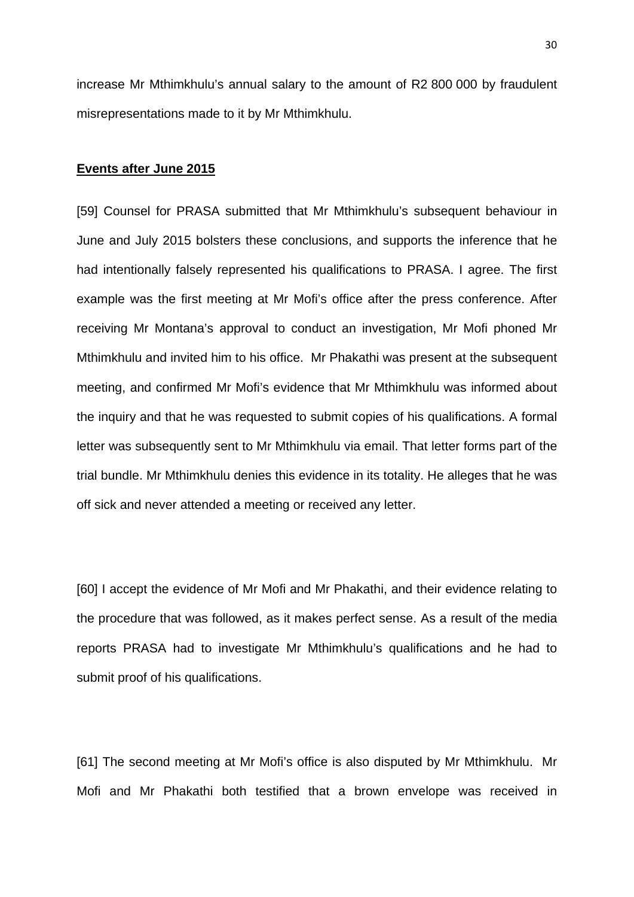increase Mr Mthimkhulu's annual salary to the amount of R2 800 000 by fraudulent misrepresentations made to it by Mr Mthimkhulu.

**Events after June 2015**

[59] Counsel for PRASA submitted that Mr Mthimkhulu's subsequent behaviour in June and July 2015 bolsters these conclusions, and supports the inference that he had intentionally falsely represented his qualifications to PRASA. I agree. The first example was the first meeting at Mr Mofi's office after the press conference. After receiving Mr Montana's approval to conduct an investigation, Mr Mofi phoned Mr Mthimkhulu and invited him to his office. Mr Phakathi was present at the subsequent meeting, and confirmed Mr Mofi's evidence that Mr Mthimkhulu was informed about the inquiry and that he was requested to submit copies of his qualifications. A formal letter was subsequently sent to Mr Mthimkhulu via email. That letter forms part of the trial bundle. Mr Mthimkhulu denies this evidence in its totality. He alleges that he was off sick and never attended a meeting or received any letter.

[60] I accept the evidence of Mr Mofi and Mr Phakathi, and their evidence relating to the procedure that was followed, as it makes perfect sense. As a result of the media reports PRASA had to investigate Mr Mthimkhulu's qualifications and he had to submit proof of his qualifications.

[61] The second meeting at Mr Mofi's office is also disputed by Mr Mthimkhulu. Mr Mofi and Mr Phakathi both testified that a brown envelope was received in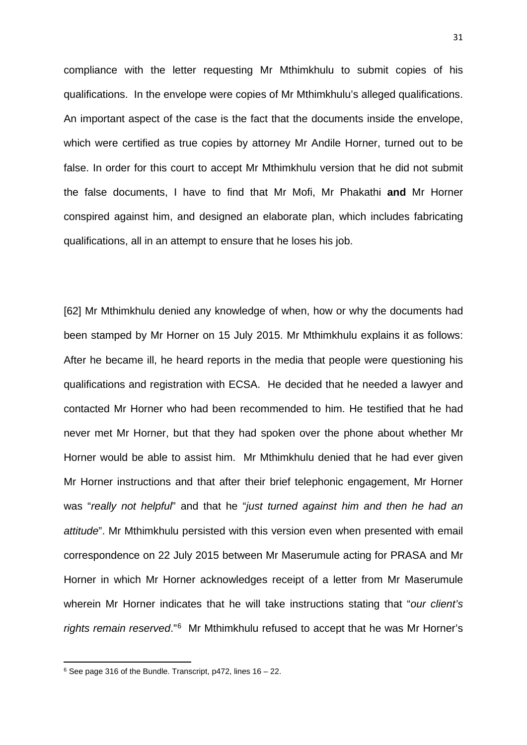compliance with the letter requesting Mr Mthimkhulu to submit copies of his qualifications. In the envelope were copies of Mr Mthimkhulu's alleged qualifications. An important aspect of the case is the fact that the documents inside the envelope, which were certified as true copies by attorney Mr Andile Horner, turned out to be false. In order for this court to accept Mr Mthimkhulu version that he did not submit the false documents, I have to find that Mr Mofi, Mr Phakathi **and** Mr Horner conspired against him, and designed an elaborate plan, which includes fabricating qualifications, all in an attempt to ensure that he loses his job.

[62] Mr Mthimkhulu denied any knowledge of when, how or why the documents had been stamped by Mr Horner on 15 July 2015. Mr Mthimkhulu explains it as follows: After he became ill, he heard reports in the media that people were questioning his qualifications and registration with ECSA. He decided that he needed a lawyer and contacted Mr Horner who had been recommended to him. He testified that he had never met Mr Horner, but that they had spoken over the phone about whether Mr Horner would be able to assist him. Mr Mthimkhulu denied that he had ever given Mr Horner instructions and that after their brief telephonic engagement, Mr Horner was "*really not helpful*" and that he "*just turned against him and then he had an attitude*". Mr Mthimkhulu persisted with this version even when presented with email correspondence on 22 July 2015 between Mr Maserumule acting for PRASA and Mr Horner in which Mr Horner acknowledges receipt of a letter from Mr Maserumule wherein Mr Horner indicates that he will take instructions stating that "*our client's rights remain reserved*."[6] Mr Mthimkhulu refused to accept that he was Mr Horner's

[6] See page 316 of the Bundle. Transcript, p472, lines 16 – 22.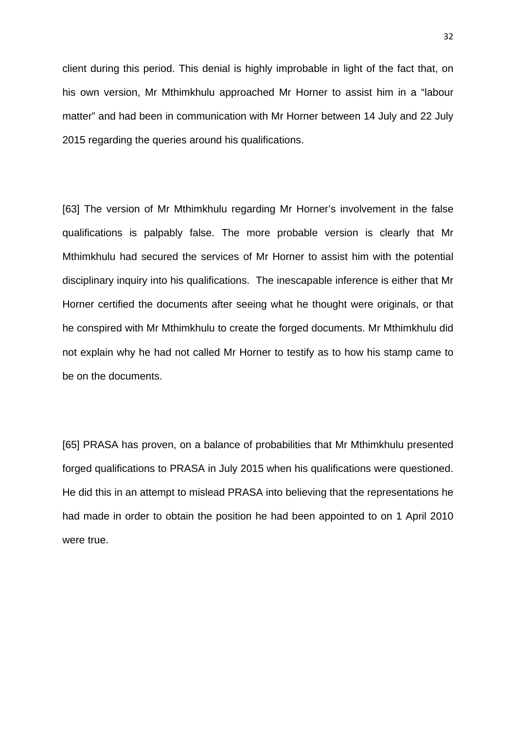client during this period. This denial is highly improbable in light of the fact that, on his own version, Mr Mthimkhulu approached Mr Horner to assist him in a “labour matter” and had been in communication with Mr Horner between 14 July and 22 July 2015 regarding the queries around his qualifications.

[63] The version of Mr Mthimkhulu regarding Mr Horner’s involvement in the false qualifications is palpably false. The more probable version is clearly that Mr Mthimkhulu had secured the services of Mr Horner to assist him with the potential disciplinary inquiry into his qualifications. The inescapable inference is either that Mr Horner certified the documents after seeing what he thought were originals, or that he conspired with Mr Mthimkhulu to create the forged documents. Mr Mthimkhulu did not explain why he had not called Mr Horner to testify as to how his stamp came to be on the documents.

[65] PRASA has proven, on a balance of probabilities that Mr Mthimkhulu presented forged qualifications to PRASA in July 2015 when his qualifications were questioned. He did this in an attempt to mislead PRASA into believing that the representations he had made in order to obtain the position he had been appointed to on 1 April 2010 were true.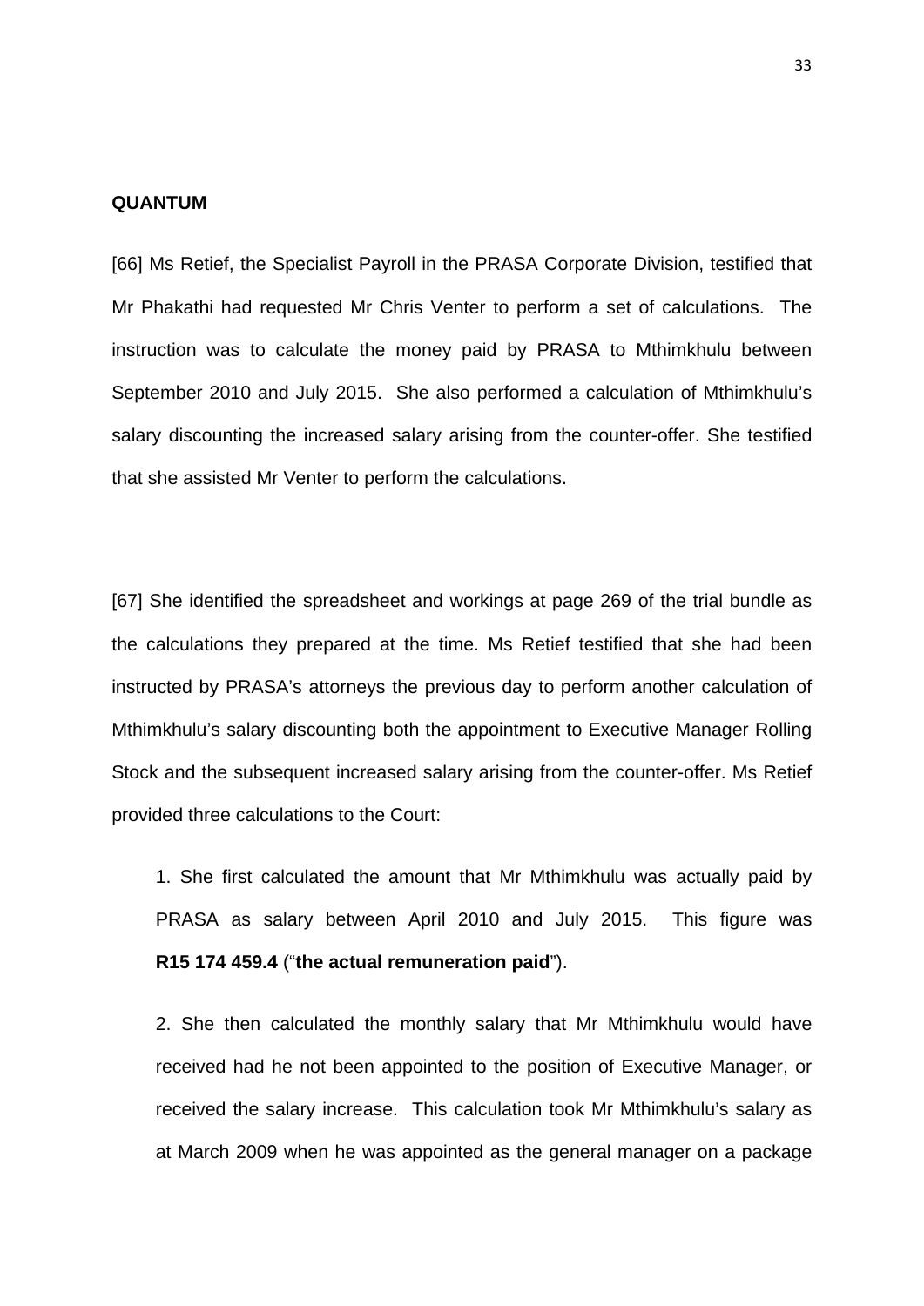**QUANTUM**

[66] Ms Retief, the Specialist Payroll in the PRASA Corporate Division, testified that Mr Phakathi had requested Mr Chris Venter to perform a set of calculations. The instruction was to calculate the money paid by PRASA to Mthimkhulu between September 2010 and July 2015. She also performed a calculation of Mthimkhulu's salary discounting the increased salary arising from the counter-offer. She testified that she assisted Mr Venter to perform the calculations.

[67] She identified the spreadsheet and workings at page 269 of the trial bundle as the calculations they prepared at the time. Ms Retief testified that she had been instructed by PRASA's attorneys the previous day to perform another calculation of Mthimkhulu's salary discounting both the appointment to Executive Manager Rolling Stock and the subsequent increased salary arising from the counter-offer. Ms Retief provided three calculations to the Court:

1. She first calculated the amount that Mr Mthimkhulu was actually paid by PRASA as salary between April 2010 and July 2015. This figure was **R15 174 459.4** ("**the actual remuneration paid**").

2. She then calculated the monthly salary that Mr Mthimkhulu would have received had he not been appointed to the position of Executive Manager, or received the salary increase. This calculation took Mr Mthimkhulu's salary as at March 2009 when he was appointed as the general manager on a package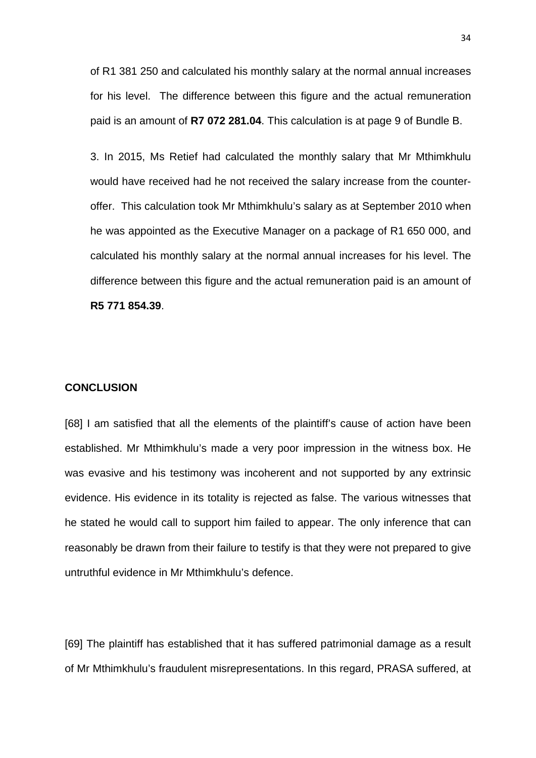of R1 381 250 and calculated his monthly salary at the normal annual increases for his level. The difference between this figure and the actual remuneration paid is an amount of **R7 072 281.04**. This calculation is at page 9 of Bundle B.

3. In 2015, Ms Retief had calculated the monthly salary that Mr Mthimkhulu would have received had he not received the salary increase from the counter-offer. This calculation took Mr Mthimkhulu's salary as at September 2010 when he was appointed as the Executive Manager on a package of R1 650 000, and calculated his monthly salary at the normal annual increases for his level. The difference between this figure and the actual remuneration paid is an amount of **R5 771 854.39**.

**CONCLUSION**

[68] I am satisfied that all the elements of the plaintiff's cause of action have been established. Mr Mthimkhulu's made a very poor impression in the witness box. He was evasive and his testimony was incoherent and not supported by any extrinsic evidence. His evidence in its totality is rejected as false. The various witnesses that he stated he would call to support him failed to appear. The only inference that can reasonably be drawn from their failure to testify is that they were not prepared to give untruthful evidence in Mr Mthimkhulu's defence.

[69] The plaintiff has established that it has suffered patrimonial damage as a result of Mr Mthimkhulu's fraudulent misrepresentations. In this regard, PRASA suffered, at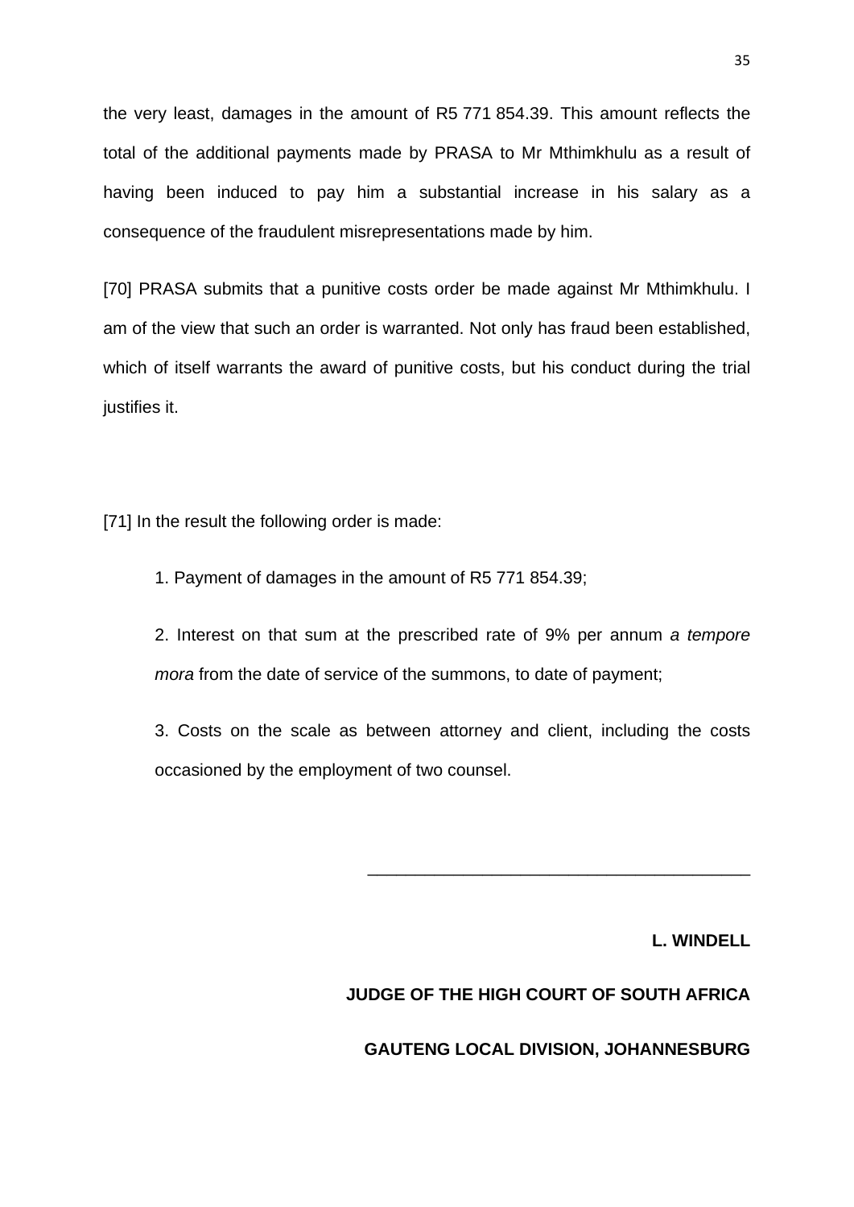the very least, damages in the amount of R5 771 854.39. This amount reflects the total of the additional payments made by PRASA to Mr Mthimkhulu as a result of having been induced to pay him a substantial increase in his salary as a consequence of the fraudulent misrepresentations made by him.

[70] PRASA submits that a punitive costs order be made against Mr Mthimkhulu. I am of the view that such an order is warranted. Not only has fraud been established, which of itself warrants the award of punitive costs, but his conduct during the trial justifies it.

[71] In the result the following order is made:

> 1. Payment of damages in the amount of R5 771 854.39;
>
> 2. Interest on that sum at the prescribed rate of 9% per annum *a tempore mora* from the date of service of the summons, to date of payment;
>
> 3. Costs on the scale as between attorney and client, including the costs occasioned by the employment of two counsel.

\_\_\_\_\_\_\_\_\_\_\_\_\_\_\_\_\_\_\_\_\_\_\_\_\_\_\_\_\_\_\_\_\_\_\_\_\_\_\_\_

**L. WINDELL**

**JUDGE OF THE HIGH COURT OF SOUTH AFRICA**

**GAUTENG LOCAL DIVISION, JOHANNESBURG**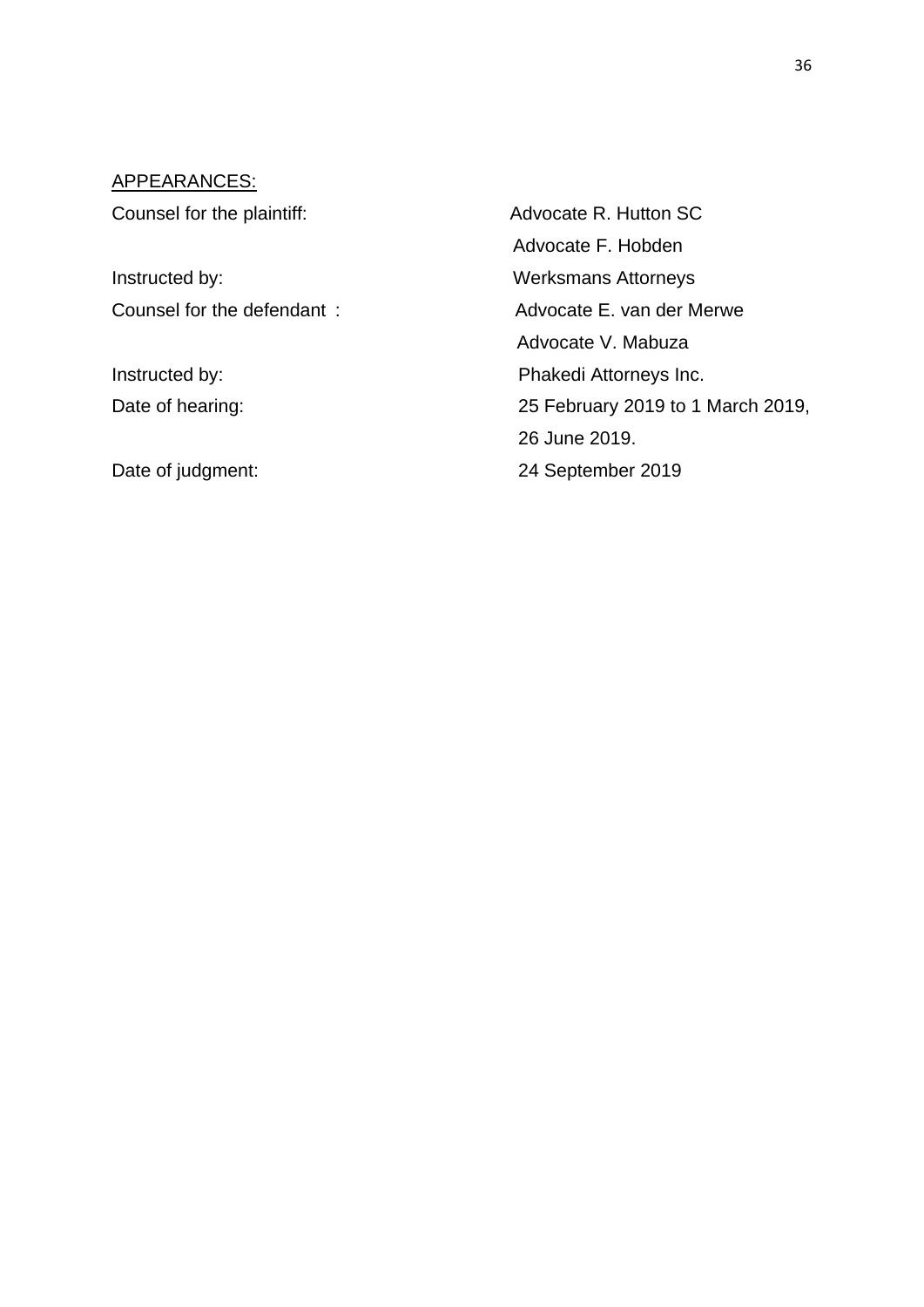<u>APPEARANCES:</u>

| | |
|---|---|
| Counsel for the plaintiff: | Advocate R. Hutton SC |
| | Advocate F. Hobden |
| Instructed by: | Werksmans Attorneys |
| Counsel for the defendant : | Advocate E. van der Merwe |
| | Advocate V. Mabuza |
| Instructed by: | Phakedi Attorneys Inc. |
| Date of hearing: | 25 February 2019 to 1 March 2019, |
| | 26 June 2019. |
| Date of judgment: | 24 September 2019 |